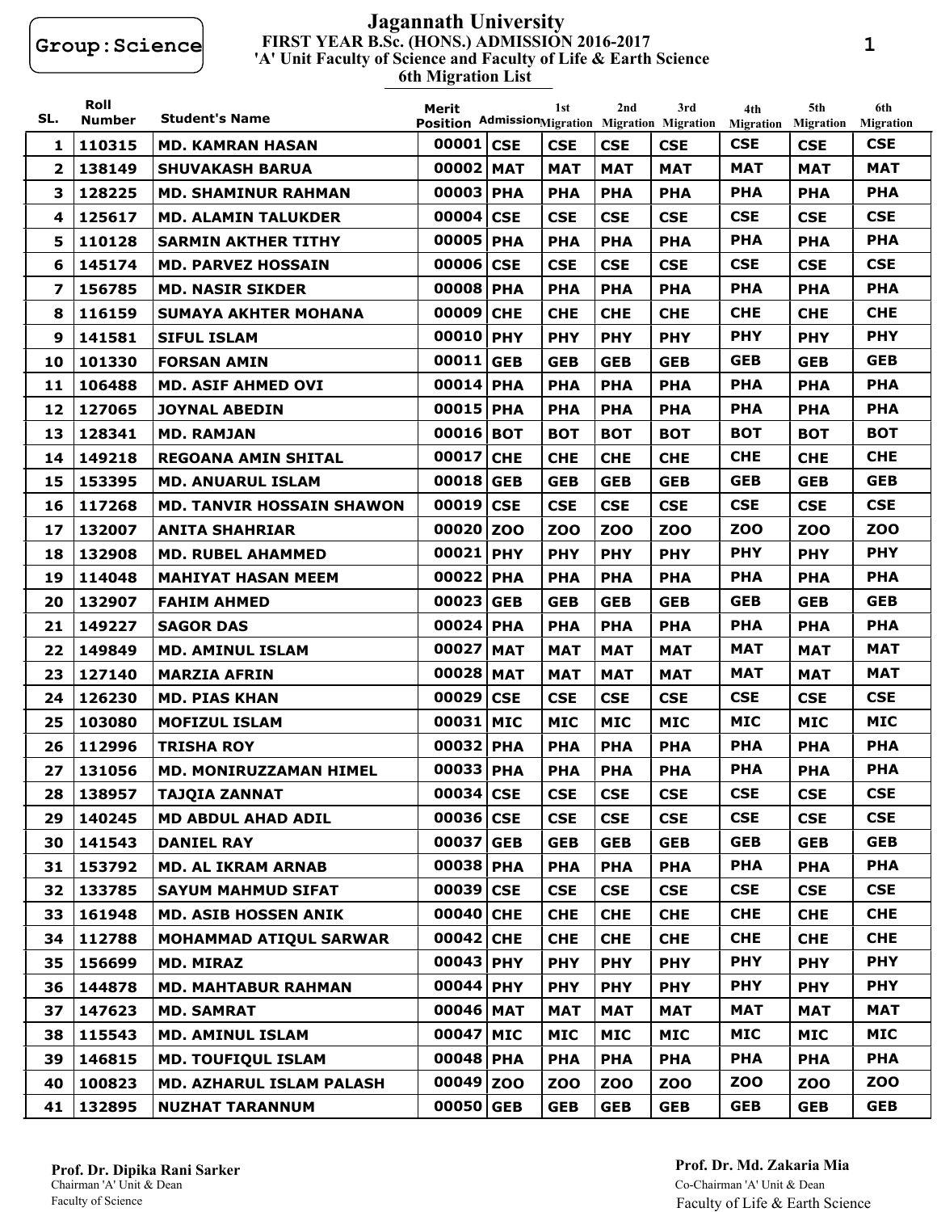Group:Science

# Jagannath University

## FIRST YEAR B.Sc. (HONS.) ADMISSION 2016-2017

### 'A' Unit Faculty of Science and Faculty of Life & Earth Science

### 6th Migration List

| SL. | Roll Number | Student's Name | Merit Position | Admission | 1st Migration | 2nd Migration | 3rd Migration | 4th Migration | 5th Migration | 6th Migration |
|---|---|---|---|---|---|---|---|---|---|---|
| 1 | 110315 | MD. KAMRAN HASAN | 00001 | CSE | CSE | CSE | CSE | CSE | CSE | CSE |
| 2 | 138149 | SHUVAKASH BARUA | 00002 | MAT | MAT | MAT | MAT | MAT | MAT | MAT |
| 3 | 128225 | MD. SHAMINUR RAHMAN | 00003 | PHA | PHA | PHA | PHA | PHA | PHA | PHA |
| 4 | 125617 | MD. ALAMIN TALUKDER | 00004 | CSE | CSE | CSE | CSE | CSE | CSE | CSE |
| 5 | 110128 | SARMIN AKTHER TITHY | 00005 | PHA | PHA | PHA | PHA | PHA | PHA | PHA |
| 6 | 145174 | MD. PARVEZ HOSSAIN | 00006 | CSE | CSE | CSE | CSE | CSE | CSE | CSE |
| 7 | 156785 | MD. NASIR SIKDER | 00008 | PHA | PHA | PHA | PHA | PHA | PHA | PHA |
| 8 | 116159 | SUMAYA AKHTER MOHANA | 00009 | CHE | CHE | CHE | CHE | CHE | CHE | CHE |
| 9 | 141581 | SIFUL ISLAM | 00010 | PHY | PHY | PHY | PHY | PHY | PHY | PHY |
| 10 | 101330 | FORSAN AMIN | 00011 | GEB | GEB | GEB | GEB | GEB | GEB | GEB |
| 11 | 106488 | MD. ASIF AHMED OVI | 00014 | PHA | PHA | PHA | PHA | PHA | PHA | PHA |
| 12 | 127065 | JOYNAL ABEDIN | 00015 | PHA | PHA | PHA | PHA | PHA | PHA | PHA |
| 13 | 128341 | MD. RAMJAN | 00016 | BOT | BOT | BOT | BOT | BOT | BOT | BOT |
| 14 | 149218 | REGOANA AMIN SHITAL | 00017 | CHE | CHE | CHE | CHE | CHE | CHE | CHE |
| 15 | 153395 | MD. ANUARUL ISLAM | 00018 | GEB | GEB | GEB | GEB | GEB | GEB | GEB |
| 16 | 117268 | MD. TANVIR HOSSAIN SHAWON | 00019 | CSE | CSE | CSE | CSE | CSE | CSE | CSE |
| 17 | 132007 | ANITA SHAHRIAR | 00020 | ZOO | ZOO | ZOO | ZOO | ZOO | ZOO | ZOO |
| 18 | 132908 | MD. RUBEL AHAMMED | 00021 | PHY | PHY | PHY | PHY | PHY | PHY | PHY |
| 19 | 114048 | MAHIYAT HASAN MEEM | 00022 | PHA | PHA | PHA | PHA | PHA | PHA | PHA |
| 20 | 132907 | FAHIM AHMED | 00023 | GEB | GEB | GEB | GEB | GEB | GEB | GEB |
| 21 | 149227 | SAGOR DAS | 00024 | PHA | PHA | PHA | PHA | PHA | PHA | PHA |
| 22 | 149849 | MD. AMINUL ISLAM | 00027 | MAT | MAT | MAT | MAT | MAT | MAT | MAT |
| 23 | 127140 | MARZIA AFRIN | 00028 | MAT | MAT | MAT | MAT | MAT | MAT | MAT |
| 24 | 126230 | MD. PIAS KHAN | 00029 | CSE | CSE | CSE | CSE | CSE | CSE | CSE |
| 25 | 103080 | MOFIZUL ISLAM | 00031 | MIC | MIC | MIC | MIC | MIC | MIC | MIC |
| 26 | 112996 | TRISHA ROY | 00032 | PHA | PHA | PHA | PHA | PHA | PHA | PHA |
| 27 | 131056 | MD. MONIRUZZAMAN HIMEL | 00033 | PHA | PHA | PHA | PHA | PHA | PHA | PHA |
| 28 | 138957 | TAJQIA ZANNAT | 00034 | CSE | CSE | CSE | CSE | CSE | CSE | CSE |
| 29 | 140245 | MD ABDUL AHAD ADIL | 00036 | CSE | CSE | CSE | CSE | CSE | CSE | CSE |
| 30 | 141543 | DANIEL RAY | 00037 | GEB | GEB | GEB | GEB | GEB | GEB | GEB |
| 31 | 153792 | MD. AL IKRAM ARNAB | 00038 | PHA | PHA | PHA | PHA | PHA | PHA | PHA |
| 32 | 133785 | SAYUM MAHMUD SIFAT | 00039 | CSE | CSE | CSE | CSE | CSE | CSE | CSE |
| 33 | 161948 | MD. ASIB HOSSEN ANIK | 00040 | CHE | CHE | CHE | CHE | CHE | CHE | CHE |
| 34 | 112788 | MOHAMMAD ATIQUL SARWAR | 00042 | CHE | CHE | CHE | CHE | CHE | CHE | CHE |
| 35 | 156699 | MD. MIRAZ | 00043 | PHY | PHY | PHY | PHY | PHY | PHY | PHY |
| 36 | 144878 | MD. MAHTABUR RAHMAN | 00044 | PHY | PHY | PHY | PHY | PHY | PHY | PHY |
| 37 | 147623 | MD. SAMRAT | 00046 | MAT | MAT | MAT | MAT | MAT | MAT | MAT |
| 38 | 115543 | MD. AMINUL ISLAM | 00047 | MIC | MIC | MIC | MIC | MIC | MIC | MIC |
| 39 | 146815 | MD. TOUFIQUL ISLAM | 00048 | PHA | PHA | PHA | PHA | PHA | PHA | PHA |
| 40 | 100823 | MD. AZHARUL ISLAM PALASH | 00049 | ZOO | ZOO | ZOO | ZOO | ZOO | ZOO | ZOO |
| 41 | 132895 | NUZHAT TARANNUM | 00050 | GEB | GEB | GEB | GEB | GEB | GEB | GEB |

**Prof. Dr. Dipika Rani Sarker**
Chairman 'A' Unit & Dean
Faculty of Science

**Prof. Dr. Md. Zakaria Mia**
Co-Chairman 'A' Unit & Dean
Faculty of Life & Earth Science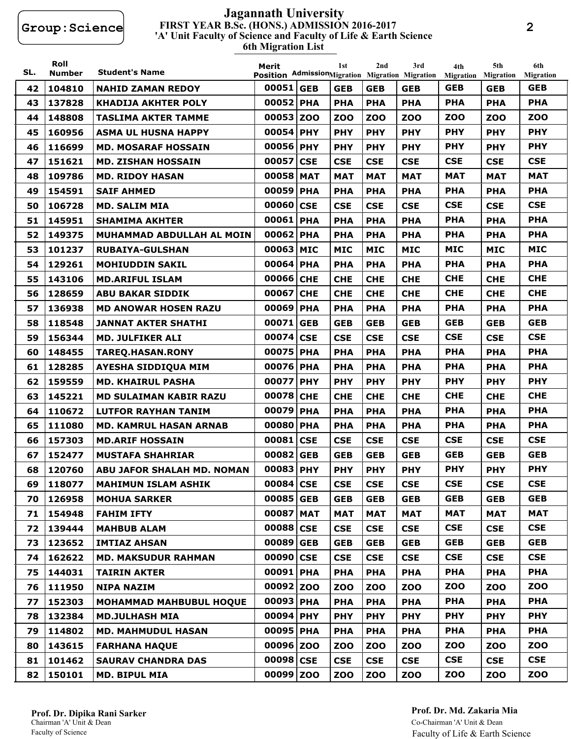Group:Science

# Jagannath University

## FIRST YEAR B.Sc. (HONS.) ADMISSION 2016-2017

### 'A' Unit Faculty of Science and Faculty of Life & Earth Science

### 6th Migration List

| SL. | Roll Number | Student's Name | Merit Position | Admission | 1st Migration | 2nd Migration | 3rd Migration | 4th Migration | 5th Migration | 6th Migration |
|---|---|---|---|---|---|---|---|---|---|---|
| 42 | 104810 | NAHID ZAMAN REDOY | 00051 | GEB | GEB | GEB | GEB | GEB | GEB | GEB |
| 43 | 137828 | KHADIJA AKHTER POLY | 00052 | PHA | PHA | PHA | PHA | PHA | PHA | PHA |
| 44 | 148808 | TASLIMA AKTER TAMME | 00053 | ZOO | ZOO | ZOO | ZOO | ZOO | ZOO | ZOO |
| 45 | 160956 | ASMA UL HUSNA HAPPY | 00054 | PHY | PHY | PHY | PHY | PHY | PHY | PHY |
| 46 | 116699 | MD. MOSARAF HOSSAIN | 00056 | PHY | PHY | PHY | PHY | PHY | PHY | PHY |
| 47 | 151621 | MD. ZISHAN HOSSAIN | 00057 | CSE | CSE | CSE | CSE | CSE | CSE | CSE |
| 48 | 109786 | MD. RIDOY HASAN | 00058 | MAT | MAT | MAT | MAT | MAT | MAT | MAT |
| 49 | 154591 | SAIF AHMED | 00059 | PHA | PHA | PHA | PHA | PHA | PHA | PHA |
| 50 | 106728 | MD. SALIM MIA | 00060 | CSE | CSE | CSE | CSE | CSE | CSE | CSE |
| 51 | 145951 | SHAMIMA AKHTER | 00061 | PHA | PHA | PHA | PHA | PHA | PHA | PHA |
| 52 | 149375 | MUHAMMAD ABDULLAH AL MOIN | 00062 | PHA | PHA | PHA | PHA | PHA | PHA | PHA |
| 53 | 101237 | RUBAIYA-GULSHAN | 00063 | MIC | MIC | MIC | MIC | MIC | MIC | MIC |
| 54 | 129261 | MOHIUDDIN SAKIL | 00064 | PHA | PHA | PHA | PHA | PHA | PHA | PHA |
| 55 | 143106 | MD.ARIFUL ISLAM | 00066 | CHE | CHE | CHE | CHE | CHE | CHE | CHE |
| 56 | 128659 | ABU BAKAR SIDDIK | 00067 | CHE | CHE | CHE | CHE | CHE | CHE | CHE |
| 57 | 136938 | MD ANOWAR HOSEN RAZU | 00069 | PHA | PHA | PHA | PHA | PHA | PHA | PHA |
| 58 | 118548 | JANNAT AKTER SHATHI | 00071 | GEB | GEB | GEB | GEB | GEB | GEB | GEB |
| 59 | 156344 | MD. JULFIKER ALI | 00074 | CSE | CSE | CSE | CSE | CSE | CSE | CSE |
| 60 | 148455 | TAREQ.HASAN.RONY | 00075 | PHA | PHA | PHA | PHA | PHA | PHA | PHA |
| 61 | 128285 | AYESHA SIDDIQUA MIM | 00076 | PHA | PHA | PHA | PHA | PHA | PHA | PHA |
| 62 | 159559 | MD. KHAIRUL PASHA | 00077 | PHY | PHY | PHY | PHY | PHY | PHY | PHY |
| 63 | 145221 | MD SULAIMAN KABIR RAZU | 00078 | CHE | CHE | CHE | CHE | CHE | CHE | CHE |
| 64 | 110672 | LUTFOR RAYHAN TANIM | 00079 | PHA | PHA | PHA | PHA | PHA | PHA | PHA |
| 65 | 111080 | MD. KAMRUL HASAN ARNAB | 00080 | PHA | PHA | PHA | PHA | PHA | PHA | PHA |
| 66 | 157303 | MD.ARIF HOSSAIN | 00081 | CSE | CSE | CSE | CSE | CSE | CSE | CSE |
| 67 | 152477 | MUSTAFA SHAHRIAR | 00082 | GEB | GEB | GEB | GEB | GEB | GEB | GEB |
| 68 | 120760 | ABU JAFOR SHALAH MD. NOMAN | 00083 | PHY | PHY | PHY | PHY | PHY | PHY | PHY |
| 69 | 118077 | MAHIMUN ISLAM ASHIK | 00084 | CSE | CSE | CSE | CSE | CSE | CSE | CSE |
| 70 | 126958 | MOHUA SARKER | 00085 | GEB | GEB | GEB | GEB | GEB | GEB | GEB |
| 71 | 154948 | FAHIM IFTY | 00087 | MAT | MAT | MAT | MAT | MAT | MAT | MAT |
| 72 | 139444 | MAHBUB ALAM | 00088 | CSE | CSE | CSE | CSE | CSE | CSE | CSE |
| 73 | 123652 | IMTIAZ AHSAN | 00089 | GEB | GEB | GEB | GEB | GEB | GEB | GEB |
| 74 | 162622 | MD. MAKSUDUR RAHMAN | 00090 | CSE | CSE | CSE | CSE | CSE | CSE | CSE |
| 75 | 144031 | TAIRIN AKTER | 00091 | PHA | PHA | PHA | PHA | PHA | PHA | PHA |
| 76 | 111950 | NIPA NAZIM | 00092 | ZOO | ZOO | ZOO | ZOO | ZOO | ZOO | ZOO |
| 77 | 152303 | MOHAMMAD MAHBUBUL HOQUE | 00093 | PHA | PHA | PHA | PHA | PHA | PHA | PHA |
| 78 | 132384 | MD.JULHASH MIA | 00094 | PHY | PHY | PHY | PHY | PHY | PHY | PHY |
| 79 | 114802 | MD. MAHMUDUL HASAN | 00095 | PHA | PHA | PHA | PHA | PHA | PHA | PHA |
| 80 | 143615 | FARHANA HAQUE | 00096 | ZOO | ZOO | ZOO | ZOO | ZOO | ZOO | ZOO |
| 81 | 101462 | SAURAV CHANDRA DAS | 00098 | CSE | CSE | CSE | CSE | CSE | CSE | CSE |
| 82 | 150101 | MD. BIPUL MIA | 00099 | ZOO | ZOO | ZOO | ZOO | ZOO | ZOO | ZOO |

**Prof. Dr. Dipika Rani Sarker**
Chairman 'A' Unit & Dean
Faculty of Science

**Prof. Dr. Md. Zakaria Mia**
Co-Chairman 'A' Unit & Dean
Faculty of Life & Earth Science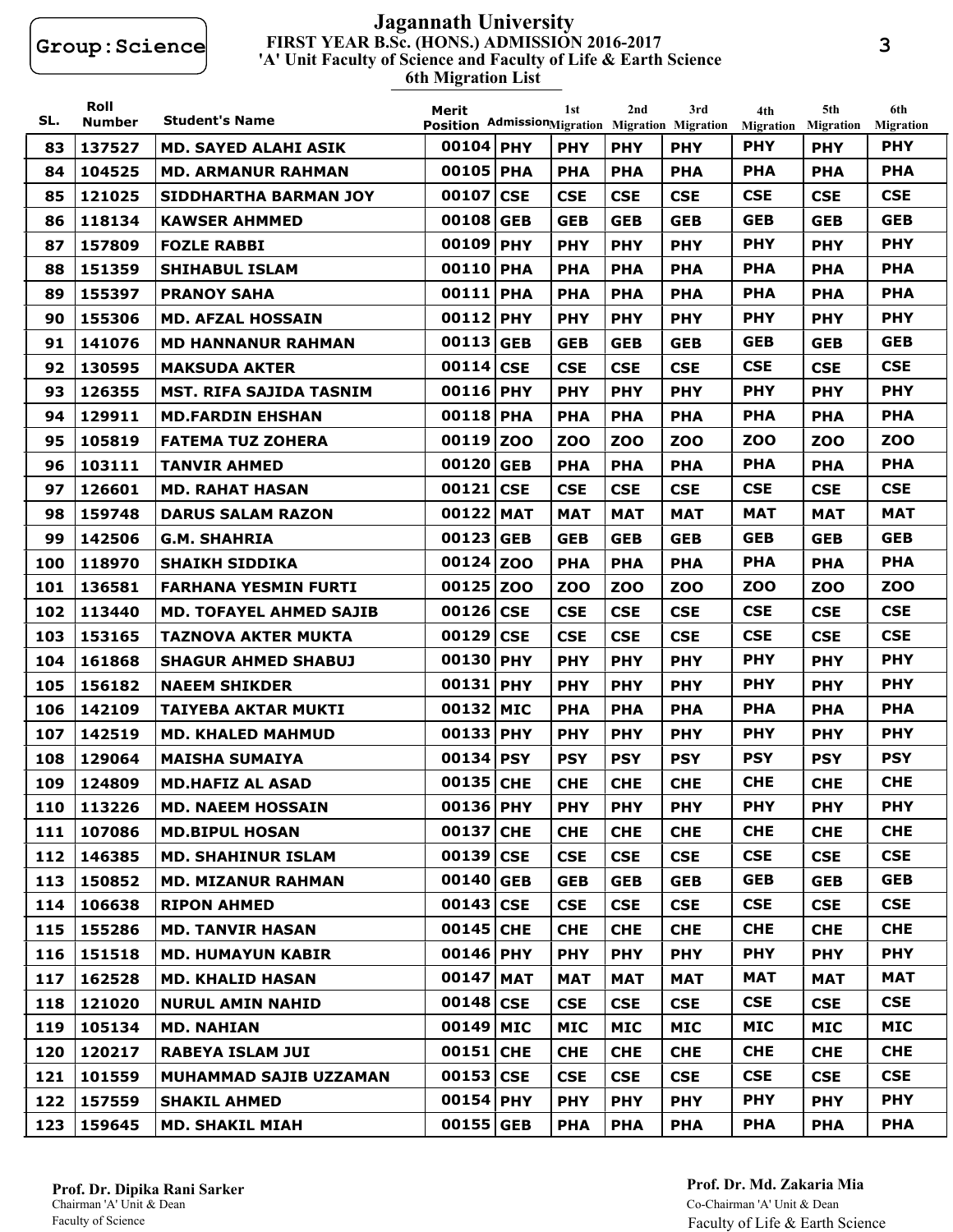Group:Science

# Jagannath University

## FIRST YEAR B.Sc. (HONS.) ADMISSION 2016-2017

### 'A' Unit Faculty of Science and Faculty of Life & Earth Science

### 6th Migration List

| SL. | Roll Number | Student's Name | Merit Position | Admission | 1st Migration | 2nd Migration | 3rd Migration | 4th Migration | 5th Migration | 6th Migration |
|---|---|---|---|---|---|---|---|---|---|---|
| 83 | 137527 | MD. SAYED ALAHI ASIK | 00104 | PHY | PHY | PHY | PHY | PHY | PHY | PHY |
| 84 | 104525 | MD. ARMANUR RAHMAN | 00105 | PHA | PHA | PHA | PHA | PHA | PHA | PHA |
| 85 | 121025 | SIDDHARTHA BARMAN JOY | 00107 | CSE | CSE | CSE | CSE | CSE | CSE | CSE |
| 86 | 118134 | KAWSER AHMMED | 00108 | GEB | GEB | GEB | GEB | GEB | GEB | GEB |
| 87 | 157809 | FOZLE RABBI | 00109 | PHY | PHY | PHY | PHY | PHY | PHY | PHY |
| 88 | 151359 | SHIHABUL ISLAM | 00110 | PHA | PHA | PHA | PHA | PHA | PHA | PHA |
| 89 | 155397 | PRANOY SAHA | 00111 | PHA | PHA | PHA | PHA | PHA | PHA | PHA |
| 90 | 155306 | MD. AFZAL HOSSAIN | 00112 | PHY | PHY | PHY | PHY | PHY | PHY | PHY |
| 91 | 141076 | MD HANNANUR RAHMAN | 00113 | GEB | GEB | GEB | GEB | GEB | GEB | GEB |
| 92 | 130595 | MAKSUDA AKTER | 00114 | CSE | CSE | CSE | CSE | CSE | CSE | CSE |
| 93 | 126355 | MST. RIFA SAJIDA TASNIM | 00116 | PHY | PHY | PHY | PHY | PHY | PHY | PHY |
| 94 | 129911 | MD.FARDIN EHSHAN | 00118 | PHA | PHA | PHA | PHA | PHA | PHA | PHA |
| 95 | 105819 | FATEMA TUZ ZOHERA | 00119 | ZOO | ZOO | ZOO | ZOO | ZOO | ZOO | ZOO |
| 96 | 103111 | TANVIR AHMED | 00120 | GEB | PHA | PHA | PHA | PHA | PHA | PHA |
| 97 | 126601 | MD. RAHAT HASAN | 00121 | CSE | CSE | CSE | CSE | CSE | CSE | CSE |
| 98 | 159748 | DARUS SALAM RAZON | 00122 | MAT | MAT | MAT | MAT | MAT | MAT | MAT |
| 99 | 142506 | G.M. SHAHRIA | 00123 | GEB | GEB | GEB | GEB | GEB | GEB | GEB |
| 100 | 118970 | SHAIKH SIDDIKA | 00124 | ZOO | PHA | PHA | PHA | PHA | PHA | PHA |
| 101 | 136581 | FARHANA YESMIN FURTI | 00125 | ZOO | ZOO | ZOO | ZOO | ZOO | ZOO | ZOO |
| 102 | 113440 | MD. TOFAYEL AHMED SAJIB | 00126 | CSE | CSE | CSE | CSE | CSE | CSE | CSE |
| 103 | 153165 | TAZNOVA AKTER MUKTA | 00129 | CSE | CSE | CSE | CSE | CSE | CSE | CSE |
| 104 | 161868 | SHAGUR AHMED SHABUJ | 00130 | PHY | PHY | PHY | PHY | PHY | PHY | PHY |
| 105 | 156182 | NAEEM SHIKDER | 00131 | PHY | PHY | PHY | PHY | PHY | PHY | PHY |
| 106 | 142109 | TAIYEBA AKTAR MUKTI | 00132 | MIC | PHA | PHA | PHA | PHA | PHA | PHA |
| 107 | 142519 | MD. KHALED MAHMUD | 00133 | PHY | PHY | PHY | PHY | PHY | PHY | PHY |
| 108 | 129064 | MAISHA SUMAIYA | 00134 | PSY | PSY | PSY | PSY | PSY | PSY | PSY |
| 109 | 124809 | MD.HAFIZ AL ASAD | 00135 | CHE | CHE | CHE | CHE | CHE | CHE | CHE |
| 110 | 113226 | MD. NAEEM HOSSAIN | 00136 | PHY | PHY | PHY | PHY | PHY | PHY | PHY |
| 111 | 107086 | MD.BIPUL HOSAN | 00137 | CHE | CHE | CHE | CHE | CHE | CHE | CHE |
| 112 | 146385 | MD. SHAHINUR ISLAM | 00139 | CSE | CSE | CSE | CSE | CSE | CSE | CSE |
| 113 | 150852 | MD. MIZANUR RAHMAN | 00140 | GEB | GEB | GEB | GEB | GEB | GEB | GEB |
| 114 | 106638 | RIPON AHMED | 00143 | CSE | CSE | CSE | CSE | CSE | CSE | CSE |
| 115 | 155286 | MD. TANVIR HASAN | 00145 | CHE | CHE | CHE | CHE | CHE | CHE | CHE |
| 116 | 151518 | MD. HUMAYUN KABIR | 00146 | PHY | PHY | PHY | PHY | PHY | PHY | PHY |
| 117 | 162528 | MD. KHALID HASAN | 00147 | MAT | MAT | MAT | MAT | MAT | MAT | MAT |
| 118 | 121020 | NURUL AMIN NAHID | 00148 | CSE | CSE | CSE | CSE | CSE | CSE | CSE |
| 119 | 105134 | MD. NAHIAN | 00149 | MIC | MIC | MIC | MIC | MIC | MIC | MIC |
| 120 | 120217 | RABEYA ISLAM JUI | 00151 | CHE | CHE | CHE | CHE | CHE | CHE | CHE |
| 121 | 101559 | MUHAMMAD SAJIB UZZAMAN | 00153 | CSE | CSE | CSE | CSE | CSE | CSE | CSE |
| 122 | 157559 | SHAKIL AHMED | 00154 | PHY | PHY | PHY | PHY | PHY | PHY | PHY |
| 123 | 159645 | MD. SHAKIL MIAH | 00155 | GEB | PHA | PHA | PHA | PHA | PHA | PHA |

**Prof. Dr. Dipika Rani Sarker**
Chairman 'A' Unit & Dean
Faculty of Science

**Prof. Dr. Md. Zakaria Mia**
Co-Chairman 'A' Unit & Dean
Faculty of Life & Earth Science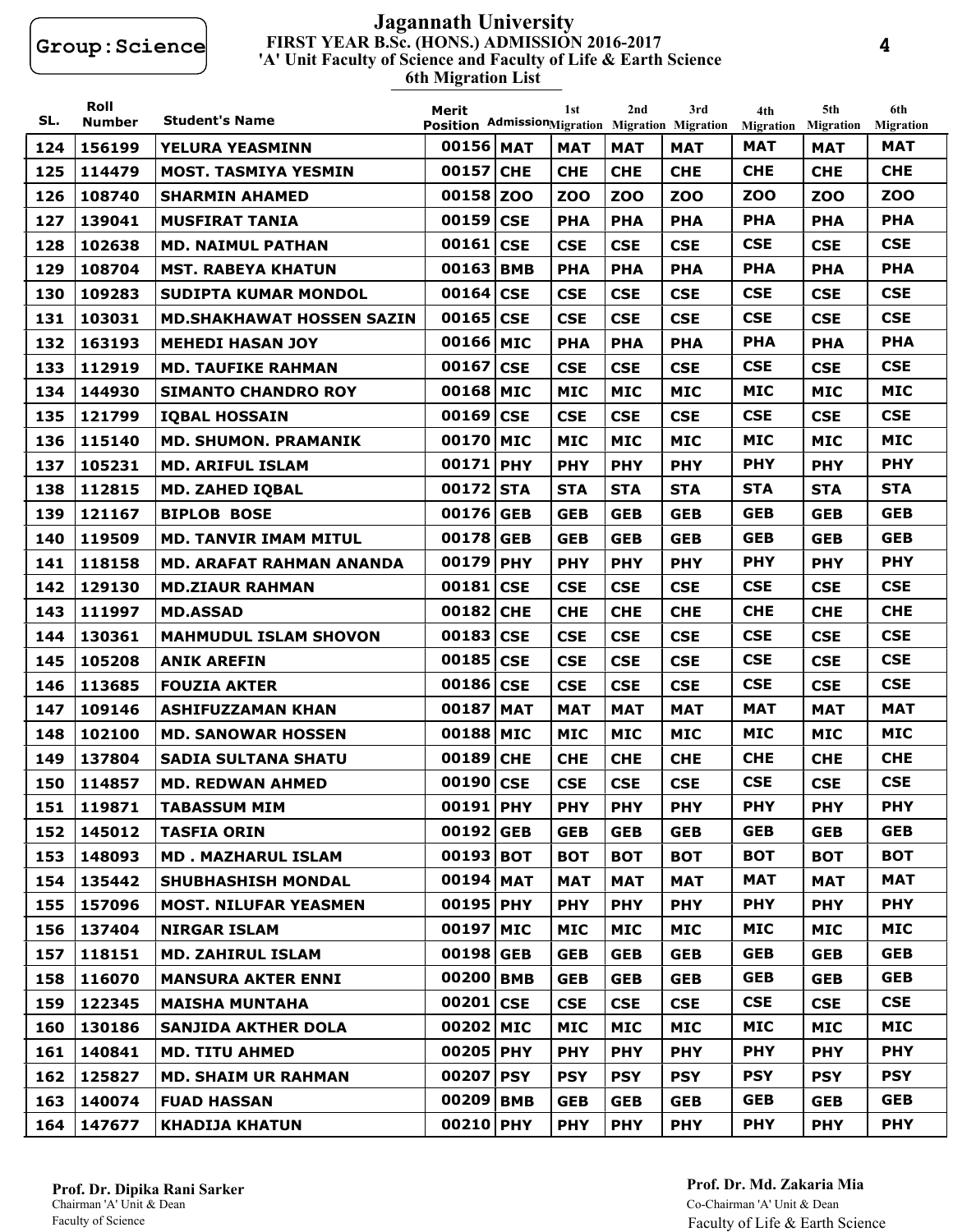Group:Science

# Jagannath University

## FIRST YEAR B.Sc. (HONS.) ADMISSION 2016-2017

### 'A' Unit Faculty of Science and Faculty of Life & Earth Science

### 6th Migration List

| SL. | Roll Number | Student's Name | Merit Position | Admission | 1st Migration | 2nd Migration | 3rd Migration | 4th Migration | 5th Migration | 6th Migration |
|---|---|---|---|---|---|---|---|---|---|---|
| 124 | 156199 | YELURA YEASMINN | 00156 | MAT | MAT | MAT | MAT | MAT | MAT | MAT |
| 125 | 114479 | MOST. TASMIYA YESMIN | 00157 | CHE | CHE | CHE | CHE | CHE | CHE | CHE |
| 126 | 108740 | SHARMIN AHAMED | 00158 | ZOO | ZOO | ZOO | ZOO | ZOO | ZOO | ZOO |
| 127 | 139041 | MUSFIRAT TANIA | 00159 | CSE | PHA | PHA | PHA | PHA | PHA | PHA |
| 128 | 102638 | MD. NAIMUL PATHAN | 00161 | CSE | CSE | CSE | CSE | CSE | CSE | CSE |
| 129 | 108704 | MST. RABEYA KHATUN | 00163 | BMB | PHA | PHA | PHA | PHA | PHA | PHA |
| 130 | 109283 | SUDIPTA KUMAR MONDOL | 00164 | CSE | CSE | CSE | CSE | CSE | CSE | CSE |
| 131 | 103031 | MD.SHAKHAWAT HOSSEN SAZIN | 00165 | CSE | CSE | CSE | CSE | CSE | CSE | CSE |
| 132 | 163193 | MEHEDI HASAN JOY | 00166 | MIC | PHA | PHA | PHA | PHA | PHA | PHA |
| 133 | 112919 | MD. TAUFIKE RAHMAN | 00167 | CSE | CSE | CSE | CSE | CSE | CSE | CSE |
| 134 | 144930 | SIMANTO CHANDRO ROY | 00168 | MIC | MIC | MIC | MIC | MIC | MIC | MIC |
| 135 | 121799 | IQBAL HOSSAIN | 00169 | CSE | CSE | CSE | CSE | CSE | CSE | CSE |
| 136 | 115140 | MD. SHUMON. PRAMANIK | 00170 | MIC | MIC | MIC | MIC | MIC | MIC | MIC |
| 137 | 105231 | MD. ARIFUL ISLAM | 00171 | PHY | PHY | PHY | PHY | PHY | PHY | PHY |
| 138 | 112815 | MD. ZAHED IQBAL | 00172 | STA | STA | STA | STA | STA | STA | STA |
| 139 | 121167 | BIPLOB BOSE | 00176 | GEB | GEB | GEB | GEB | GEB | GEB | GEB |
| 140 | 119509 | MD. TANVIR IMAM MITUL | 00178 | GEB | GEB | GEB | GEB | GEB | GEB | GEB |
| 141 | 118158 | MD. ARAFAT RAHMAN ANANDA | 00179 | PHY | PHY | PHY | PHY | PHY | PHY | PHY |
| 142 | 129130 | MD.ZIAUR RAHMAN | 00181 | CSE | CSE | CSE | CSE | CSE | CSE | CSE |
| 143 | 111997 | MD.ASSAD | 00182 | CHE | CHE | CHE | CHE | CHE | CHE | CHE |
| 144 | 130361 | MAHMUDUL ISLAM SHOVON | 00183 | CSE | CSE | CSE | CSE | CSE | CSE | CSE |
| 145 | 105208 | ANIK AREFIN | 00185 | CSE | CSE | CSE | CSE | CSE | CSE | CSE |
| 146 | 113685 | FOUZIA AKTER | 00186 | CSE | CSE | CSE | CSE | CSE | CSE | CSE |
| 147 | 109146 | ASHIFUZZAMAN KHAN | 00187 | MAT | MAT | MAT | MAT | MAT | MAT | MAT |
| 148 | 102100 | MD. SANOWAR HOSSEN | 00188 | MIC | MIC | MIC | MIC | MIC | MIC | MIC |
| 149 | 137804 | SADIA SULTANA SHATU | 00189 | CHE | CHE | CHE | CHE | CHE | CHE | CHE |
| 150 | 114857 | MD. REDWAN AHMED | 00190 | CSE | CSE | CSE | CSE | CSE | CSE | CSE |
| 151 | 119871 | TABASSUM MIM | 00191 | PHY | PHY | PHY | PHY | PHY | PHY | PHY |
| 152 | 145012 | TASFIA ORIN | 00192 | GEB | GEB | GEB | GEB | GEB | GEB | GEB |
| 153 | 148093 | MD . MAZHARUL ISLAM | 00193 | BOT | BOT | BOT | BOT | BOT | BOT | BOT |
| 154 | 135442 | SHUBHASHISH MONDAL | 00194 | MAT | MAT | MAT | MAT | MAT | MAT | MAT |
| 155 | 157096 | MOST. NILUFAR YEASMEN | 00195 | PHY | PHY | PHY | PHY | PHY | PHY | PHY |
| 156 | 137404 | NIRGAR ISLAM | 00197 | MIC | MIC | MIC | MIC | MIC | MIC | MIC |
| 157 | 118151 | MD. ZAHIRUL ISLAM | 00198 | GEB | GEB | GEB | GEB | GEB | GEB | GEB |
| 158 | 116070 | MANSURA AKTER ENNI | 00200 | BMB | GEB | GEB | GEB | GEB | GEB | GEB |
| 159 | 122345 | MAISHA MUNTAHA | 00201 | CSE | CSE | CSE | CSE | CSE | CSE | CSE |
| 160 | 130186 | SANJIDA AKTHER DOLA | 00202 | MIC | MIC | MIC | MIC | MIC | MIC | MIC |
| 161 | 140841 | MD. TITU AHMED | 00205 | PHY | PHY | PHY | PHY | PHY | PHY | PHY |
| 162 | 125827 | MD. SHAIM UR RAHMAN | 00207 | PSY | PSY | PSY | PSY | PSY | PSY | PSY |
| 163 | 140074 | FUAD HASSAN | 00209 | BMB | GEB | GEB | GEB | GEB | GEB | GEB |
| 164 | 147677 | KHADIJA KHATUN | 00210 | PHY | PHY | PHY | PHY | PHY | PHY | PHY |

**Prof. Dr. Dipika Rani Sarker**
Chairman 'A' Unit & Dean
Faculty of Science

**Prof. Dr. Md. Zakaria Mia**
Co-Chairman 'A' Unit & Dean
Faculty of Life & Earth Science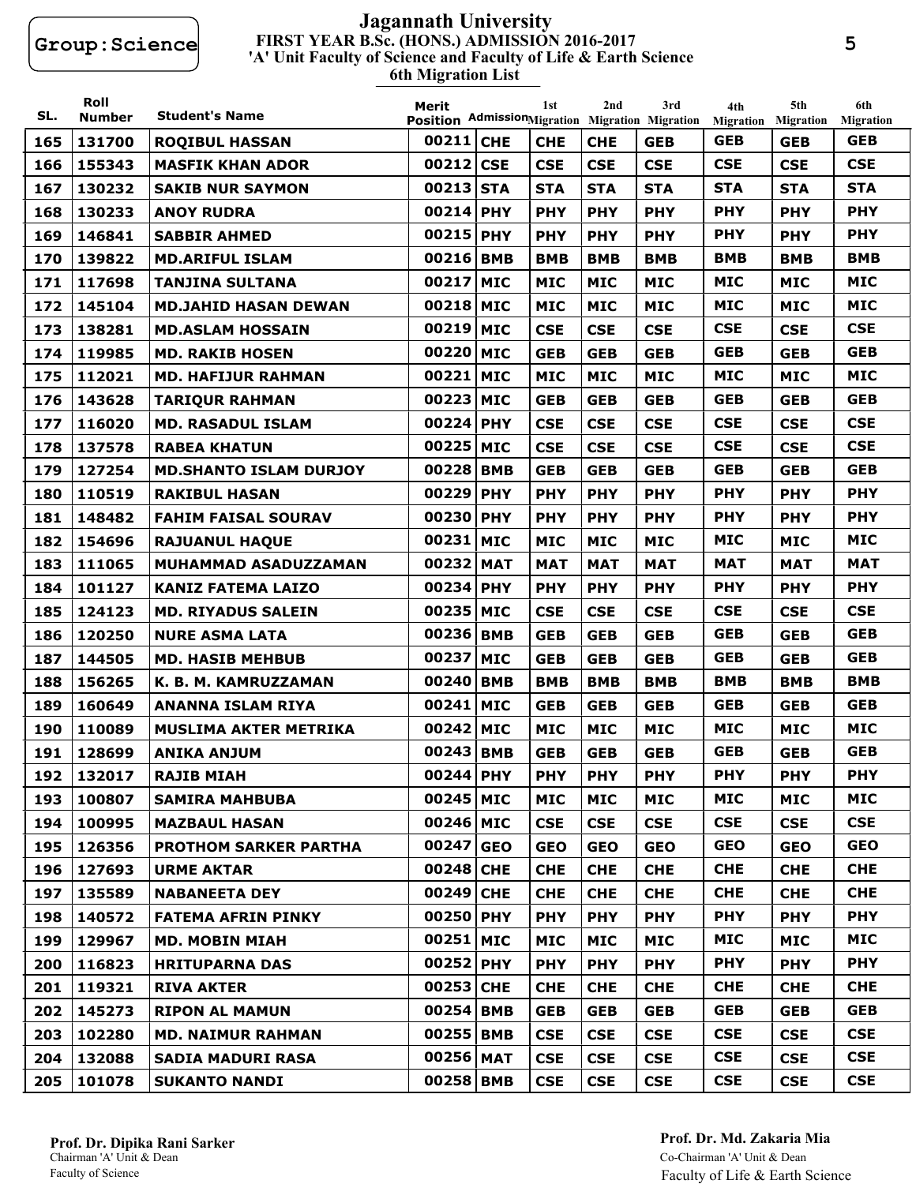**Group:Science**

# Jagannath University

## FIRST YEAR B.Sc. (HONS.) ADMISSION 2016-2017

### 'A' Unit Faculty of Science and Faculty of Life & Earth Science

### 6th Migration List

| SL. | Roll Number | Student's Name | Merit Position | Admission | 1st Migration | 2nd Migration | 3rd Migration | 4th Migration | 5th Migration | 6th Migration |
|---|---|---|---|---|---|---|---|---|---|---|
| 165 | 131700 | ROQIBUL HASSAN | 00211 | CHE | CHE | CHE | GEB | GEB | GEB | GEB |
| 166 | 155343 | MASFIK KHAN ADOR | 00212 | CSE | CSE | CSE | CSE | CSE | CSE | CSE |
| 167 | 130232 | SAKIB NUR SAYMON | 00213 | STA | STA | STA | STA | STA | STA | STA |
| 168 | 130233 | ANOY RUDRA | 00214 | PHY | PHY | PHY | PHY | PHY | PHY | PHY |
| 169 | 146841 | SABBIR AHMED | 00215 | PHY | PHY | PHY | PHY | PHY | PHY | PHY |
| 170 | 139822 | MD.ARIFUL ISLAM | 00216 | BMB | BMB | BMB | BMB | BMB | BMB | BMB |
| 171 | 117698 | TANJINA SULTANA | 00217 | MIC | MIC | MIC | MIC | MIC | MIC | MIC |
| 172 | 145104 | MD.JAHID HASAN DEWAN | 00218 | MIC | MIC | MIC | MIC | MIC | MIC | MIC |
| 173 | 138281 | MD.ASLAM HOSSAIN | 00219 | MIC | CSE | CSE | CSE | CSE | CSE | CSE |
| 174 | 119985 | MD. RAKIB HOSEN | 00220 | MIC | GEB | GEB | GEB | GEB | GEB | GEB |
| 175 | 112021 | MD. HAFIJUR RAHMAN | 00221 | MIC | MIC | MIC | MIC | MIC | MIC | MIC |
| 176 | 143628 | TARIQUR RAHMAN | 00223 | MIC | GEB | GEB | GEB | GEB | GEB | GEB |
| 177 | 116020 | MD. RASADUL ISLAM | 00224 | PHY | CSE | CSE | CSE | CSE | CSE | CSE |
| 178 | 137578 | RABEA KHATUN | 00225 | MIC | CSE | CSE | CSE | CSE | CSE | CSE |
| 179 | 127254 | MD.SHANTO ISLAM DURJOY | 00228 | BMB | GEB | GEB | GEB | GEB | GEB | GEB |
| 180 | 110519 | RAKIBUL HASAN | 00229 | PHY | PHY | PHY | PHY | PHY | PHY | PHY |
| 181 | 148482 | FAHIM FAISAL SOURAV | 00230 | PHY | PHY | PHY | PHY | PHY | PHY | PHY |
| 182 | 154696 | RAJUANUL HAQUE | 00231 | MIC | MIC | MIC | MIC | MIC | MIC | MIC |
| 183 | 111065 | MUHAMMAD ASADUZZAMAN | 00232 | MAT | MAT | MAT | MAT | MAT | MAT | MAT |
| 184 | 101127 | KANIZ FATEMA LAIZO | 00234 | PHY | PHY | PHY | PHY | PHY | PHY | PHY |
| 185 | 124123 | MD. RIYADUS SALEIN | 00235 | MIC | CSE | CSE | CSE | CSE | CSE | CSE |
| 186 | 120250 | NURE ASMA LATA | 00236 | BMB | GEB | GEB | GEB | GEB | GEB | GEB |
| 187 | 144505 | MD. HASIB MEHBUB | 00237 | MIC | GEB | GEB | GEB | GEB | GEB | GEB |
| 188 | 156265 | K. B. M. KAMRUZZAMAN | 00240 | BMB | BMB | BMB | BMB | BMB | BMB | BMB |
| 189 | 160649 | ANANNA ISLAM RIYA | 00241 | MIC | GEB | GEB | GEB | GEB | GEB | GEB |
| 190 | 110089 | MUSLIMA AKTER METRIKA | 00242 | MIC | MIC | MIC | MIC | MIC | MIC | MIC |
| 191 | 128699 | ANIKA ANJUM | 00243 | BMB | GEB | GEB | GEB | GEB | GEB | GEB |
| 192 | 132017 | RAJIB MIAH | 00244 | PHY | PHY | PHY | PHY | PHY | PHY | PHY |
| 193 | 100807 | SAMIRA MAHBUBA | 00245 | MIC | MIC | MIC | MIC | MIC | MIC | MIC |
| 194 | 100995 | MAZBAUL HASAN | 00246 | MIC | CSE | CSE | CSE | CSE | CSE | CSE |
| 195 | 126356 | PROTHOM SARKER PARTHA | 00247 | GEO | GEO | GEO | GEO | GEO | GEO | GEO |
| 196 | 127693 | URME AKTAR | 00248 | CHE | CHE | CHE | CHE | CHE | CHE | CHE |
| 197 | 135589 | NABANEETA DEY | 00249 | CHE | CHE | CHE | CHE | CHE | CHE | CHE |
| 198 | 140572 | FATEMA AFRIN PINKY | 00250 | PHY | PHY | PHY | PHY | PHY | PHY | PHY |
| 199 | 129967 | MD. MOBIN MIAH | 00251 | MIC | MIC | MIC | MIC | MIC | MIC | MIC |
| 200 | 116823 | HRITUPARNA DAS | 00252 | PHY | PHY | PHY | PHY | PHY | PHY | PHY |
| 201 | 119321 | RIVA AKTER | 00253 | CHE | CHE | CHE | CHE | CHE | CHE | CHE |
| 202 | 145273 | RIPON AL MAMUN | 00254 | BMB | GEB | GEB | GEB | GEB | GEB | GEB |
| 203 | 102280 | MD. NAIMUR RAHMAN | 00255 | BMB | CSE | CSE | CSE | CSE | CSE | CSE |
| 204 | 132088 | SADIA MADURI RASA | 00256 | MAT | CSE | CSE | CSE | CSE | CSE | CSE |
| 205 | 101078 | SUKANTO NANDI | 00258 | BMB | CSE | CSE | CSE | CSE | CSE | CSE |

**Prof. Dr. Dipika Rani Sarker**
Chairman 'A' Unit & Dean
Faculty of Science

**Prof. Dr. Md. Zakaria Mia**
Co-Chairman 'A' Unit & Dean
Faculty of Life & Earth Science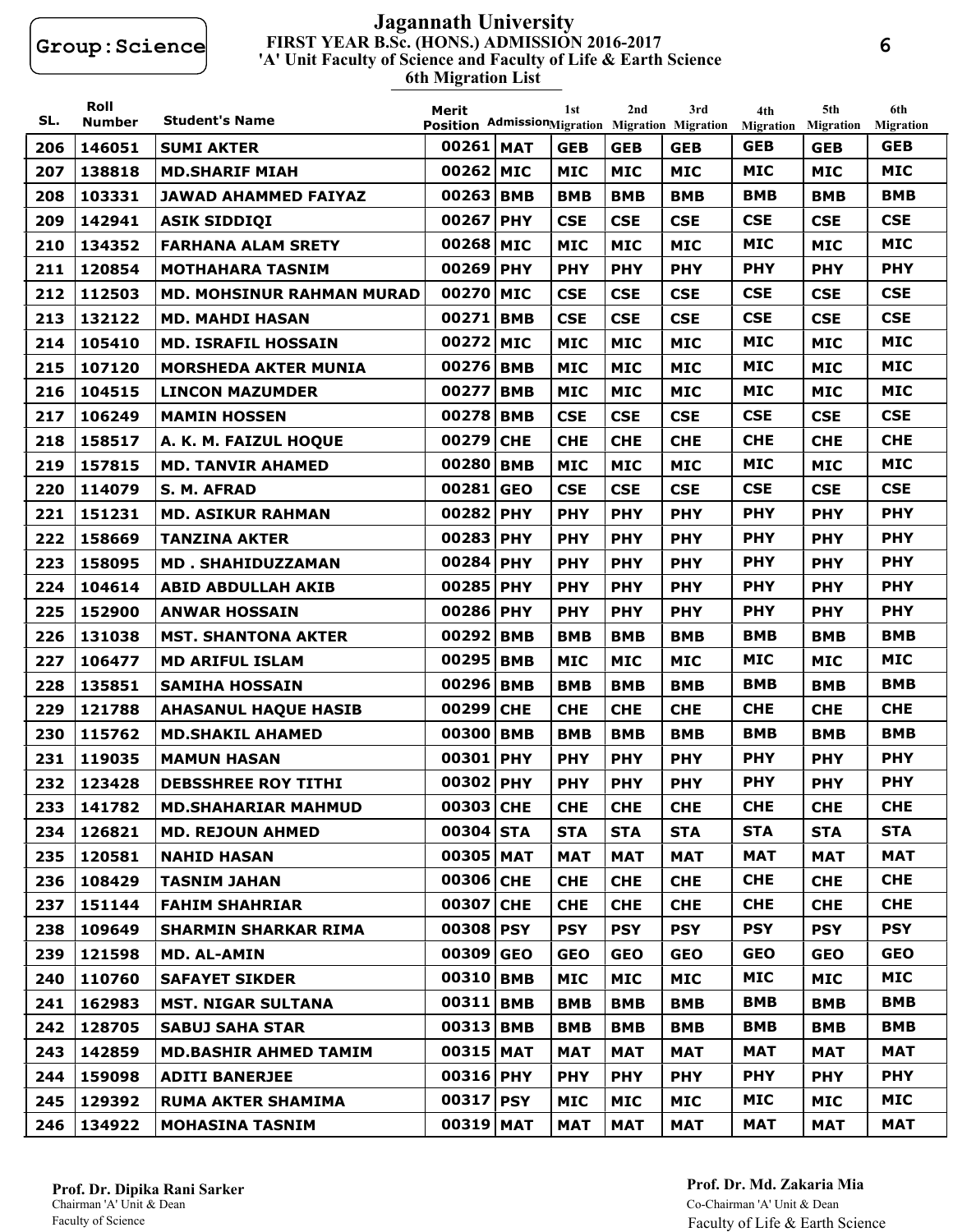Group:Science

# Jagannath University

## FIRST YEAR B.Sc. (HONS.) ADMISSION 2016-2017

### 'A' Unit Faculty of Science and Faculty of Life & Earth Science

### 6th Migration List

| SL. | Roll Number | Student's Name | Merit Position | Admission | 1st Migration | 2nd Migration | 3rd Migration | 4th Migration | 5th Migration | 6th Migration |
|---|---|---|---|---|---|---|---|---|---|---|
| 206 | 146051 | SUMI AKTER | 00261 | MAT | GEB | GEB | GEB | GEB | GEB | GEB |
| 207 | 138818 | MD.SHARIF MIAH | 00262 | MIC | MIC | MIC | MIC | MIC | MIC | MIC |
| 208 | 103331 | JAWAD AHAMMED FAIYAZ | 00263 | BMB | BMB | BMB | BMB | BMB | BMB | BMB |
| 209 | 142941 | ASIK SIDDIQI | 00267 | PHY | CSE | CSE | CSE | CSE | CSE | CSE |
| 210 | 134352 | FARHANA ALAM SRETY | 00268 | MIC | MIC | MIC | MIC | MIC | MIC | MIC |
| 211 | 120854 | MOTHAHARA TASNIM | 00269 | PHY | PHY | PHY | PHY | PHY | PHY | PHY |
| 212 | 112503 | MD. MOHSINUR RAHMAN MURAD | 00270 | MIC | CSE | CSE | CSE | CSE | CSE | CSE |
| 213 | 132122 | MD. MAHDI HASAN | 00271 | BMB | CSE | CSE | CSE | CSE | CSE | CSE |
| 214 | 105410 | MD. ISRAFIL HOSSAIN | 00272 | MIC | MIC | MIC | MIC | MIC | MIC | MIC |
| 215 | 107120 | MORSHEDA AKTER MUNIA | 00276 | BMB | MIC | MIC | MIC | MIC | MIC | MIC |
| 216 | 104515 | LINCON MAZUMDER | 00277 | BMB | MIC | MIC | MIC | MIC | MIC | MIC |
| 217 | 106249 | MAMIN HOSSEN | 00278 | BMB | CSE | CSE | CSE | CSE | CSE | CSE |
| 218 | 158517 | A. K. M. FAIZUL HOQUE | 00279 | CHE | CHE | CHE | CHE | CHE | CHE | CHE |
| 219 | 157815 | MD. TANVIR AHAMED | 00280 | BMB | MIC | MIC | MIC | MIC | MIC | MIC |
| 220 | 114079 | S. M. AFRAD | 00281 | GEO | CSE | CSE | CSE | CSE | CSE | CSE |
| 221 | 151231 | MD. ASIKUR RAHMAN | 00282 | PHY | PHY | PHY | PHY | PHY | PHY | PHY |
| 222 | 158669 | TANZINA AKTER | 00283 | PHY | PHY | PHY | PHY | PHY | PHY | PHY |
| 223 | 158095 | MD . SHAHIDUZZAMAN | 00284 | PHY | PHY | PHY | PHY | PHY | PHY | PHY |
| 224 | 104614 | ABID ABDULLAH AKIB | 00285 | PHY | PHY | PHY | PHY | PHY | PHY | PHY |
| 225 | 152900 | ANWAR HOSSAIN | 00286 | PHY | PHY | PHY | PHY | PHY | PHY | PHY |
| 226 | 131038 | MST. SHANTONA AKTER | 00292 | BMB | BMB | BMB | BMB | BMB | BMB | BMB |
| 227 | 106477 | MD ARIFUL ISLAM | 00295 | BMB | MIC | MIC | MIC | MIC | MIC | MIC |
| 228 | 135851 | SAMIHA HOSSAIN | 00296 | BMB | BMB | BMB | BMB | BMB | BMB | BMB |
| 229 | 121788 | AHASANUL HAQUE HASIB | 00299 | CHE | CHE | CHE | CHE | CHE | CHE | CHE |
| 230 | 115762 | MD.SHAKIL AHAMED | 00300 | BMB | BMB | BMB | BMB | BMB | BMB | BMB |
| 231 | 119035 | MAMUN HASAN | 00301 | PHY | PHY | PHY | PHY | PHY | PHY | PHY |
| 232 | 123428 | DEBSSHREE ROY TITHI | 00302 | PHY | PHY | PHY | PHY | PHY | PHY | PHY |
| 233 | 141782 | MD.SHAHARIAR MAHMUD | 00303 | CHE | CHE | CHE | CHE | CHE | CHE | CHE |
| 234 | 126821 | MD. REJOUN AHMED | 00304 | STA | STA | STA | STA | STA | STA | STA |
| 235 | 120581 | NAHID HASAN | 00305 | MAT | MAT | MAT | MAT | MAT | MAT | MAT |
| 236 | 108429 | TASNIM JAHAN | 00306 | CHE | CHE | CHE | CHE | CHE | CHE | CHE |
| 237 | 151144 | FAHIM SHAHRIAR | 00307 | CHE | CHE | CHE | CHE | CHE | CHE | CHE |
| 238 | 109649 | SHARMIN SHARKAR RIMA | 00308 | PSY | PSY | PSY | PSY | PSY | PSY | PSY |
| 239 | 121598 | MD. AL-AMIN | 00309 | GEO | GEO | GEO | GEO | GEO | GEO | GEO |
| 240 | 110760 | SAFAYET SIKDER | 00310 | BMB | MIC | MIC | MIC | MIC | MIC | MIC |
| 241 | 162983 | MST. NIGAR SULTANA | 00311 | BMB | BMB | BMB | BMB | BMB | BMB | BMB |
| 242 | 128705 | SABUJ SAHA STAR | 00313 | BMB | BMB | BMB | BMB | BMB | BMB | BMB |
| 243 | 142859 | MD.BASHIR AHMED TAMIM | 00315 | MAT | MAT | MAT | MAT | MAT | MAT | MAT |
| 244 | 159098 | ADITI BANERJEE | 00316 | PHY | PHY | PHY | PHY | PHY | PHY | PHY |
| 245 | 129392 | RUMA AKTER SHAMIMA | 00317 | PSY | MIC | MIC | MIC | MIC | MIC | MIC |
| 246 | 134922 | MOHASINA TASNIM | 00319 | MAT | MAT | MAT | MAT | MAT | MAT | MAT |

**Prof. Dr. Dipika Rani Sarker**
Chairman 'A' Unit & Dean
Faculty of Science

**Prof. Dr. Md. Zakaria Mia**
Co-Chairman 'A' Unit & Dean
Faculty of Life & Earth Science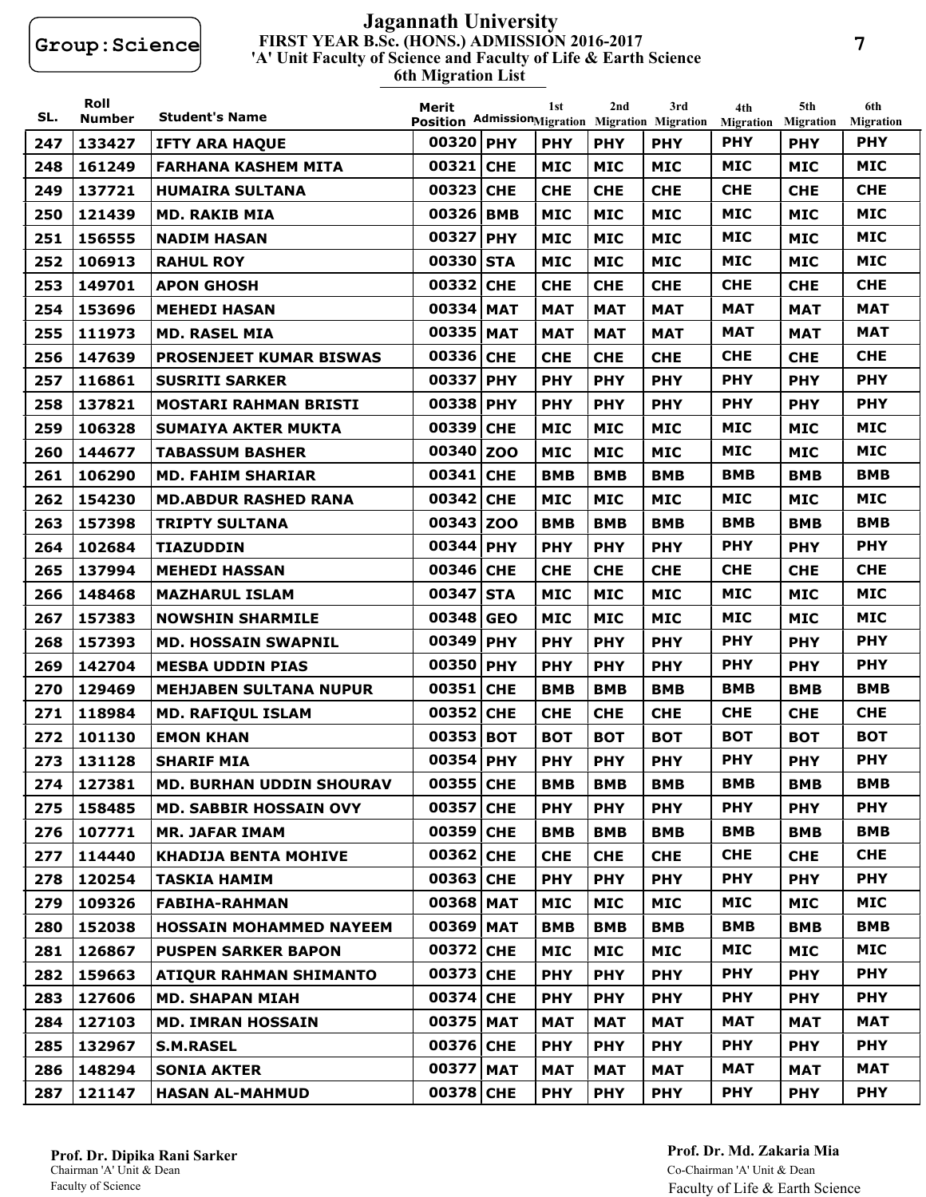Group:Science

# Jagannath University

## FIRST YEAR B.Sc. (HONS.) ADMISSION 2016-2017

### 'A' Unit Faculty of Science and Faculty of Life & Earth Science

### 6th Migration List

| SL. | Roll Number | Student's Name | Merit Position | Admission | 1st Migration | 2nd Migration | 3rd Migration | 4th Migration | 5th Migration | 6th Migration |
|---|---|---|---|---|---|---|---|---|---|---|
| 247 | 133427 | IFTY ARA HAQUE | 00320 | PHY | PHY | PHY | PHY | PHY | PHY | PHY |
| 248 | 161249 | FARHANA KASHEM MITA | 00321 | CHE | MIC | MIC | MIC | MIC | MIC | MIC |
| 249 | 137721 | HUMAIRA SULTANA | 00323 | CHE | CHE | CHE | CHE | CHE | CHE | CHE |
| 250 | 121439 | MD. RAKIB MIA | 00326 | BMB | MIC | MIC | MIC | MIC | MIC | MIC |
| 251 | 156555 | NADIM HASAN | 00327 | PHY | MIC | MIC | MIC | MIC | MIC | MIC |
| 252 | 106913 | RAHUL ROY | 00330 | STA | MIC | MIC | MIC | MIC | MIC | MIC |
| 253 | 149701 | APON GHOSH | 00332 | CHE | CHE | CHE | CHE | CHE | CHE | CHE |
| 254 | 153696 | MEHEDI HASAN | 00334 | MAT | MAT | MAT | MAT | MAT | MAT | MAT |
| 255 | 111973 | MD. RASEL MIA | 00335 | MAT | MAT | MAT | MAT | MAT | MAT | MAT |
| 256 | 147639 | PROSENJEET KUMAR BISWAS | 00336 | CHE | CHE | CHE | CHE | CHE | CHE | CHE |
| 257 | 116861 | SUSRITI SARKER | 00337 | PHY | PHY | PHY | PHY | PHY | PHY | PHY |
| 258 | 137821 | MOSTARI RAHMAN BRISTI | 00338 | PHY | PHY | PHY | PHY | PHY | PHY | PHY |
| 259 | 106328 | SUMAIYA AKTER MUKTA | 00339 | CHE | MIC | MIC | MIC | MIC | MIC | MIC |
| 260 | 144677 | TABASSUM BASHER | 00340 | ZOO | MIC | MIC | MIC | MIC | MIC | MIC |
| 261 | 106290 | MD. FAHIM SHARIAR | 00341 | CHE | BMB | BMB | BMB | BMB | BMB | BMB |
| 262 | 154230 | MD.ABDUR RASHED RANA | 00342 | CHE | MIC | MIC | MIC | MIC | MIC | MIC |
| 263 | 157398 | TRIPTY SULTANA | 00343 | ZOO | BMB | BMB | BMB | BMB | BMB | BMB |
| 264 | 102684 | TIAZUDDIN | 00344 | PHY | PHY | PHY | PHY | PHY | PHY | PHY |
| 265 | 137994 | MEHEDI HASSAN | 00346 | CHE | CHE | CHE | CHE | CHE | CHE | CHE |
| 266 | 148468 | MAZHARUL ISLAM | 00347 | STA | MIC | MIC | MIC | MIC | MIC | MIC |
| 267 | 157383 | NOWSHIN SHARMILE | 00348 | GEO | MIC | MIC | MIC | MIC | MIC | MIC |
| 268 | 157393 | MD. HOSSAIN SWAPNIL | 00349 | PHY | PHY | PHY | PHY | PHY | PHY | PHY |
| 269 | 142704 | MESBA UDDIN PIAS | 00350 | PHY | PHY | PHY | PHY | PHY | PHY | PHY |
| 270 | 129469 | MEHJABEN SULTANA NUPUR | 00351 | CHE | BMB | BMB | BMB | BMB | BMB | BMB |
| 271 | 118984 | MD. RAFIQUL ISLAM | 00352 | CHE | CHE | CHE | CHE | CHE | CHE | CHE |
| 272 | 101130 | EMON KHAN | 00353 | BOT | BOT | BOT | BOT | BOT | BOT | BOT |
| 273 | 131128 | SHARIF MIA | 00354 | PHY | PHY | PHY | PHY | PHY | PHY | PHY |
| 274 | 127381 | MD. BURHAN UDDIN SHOURAV | 00355 | CHE | BMB | BMB | BMB | BMB | BMB | BMB |
| 275 | 158485 | MD. SABBIR HOSSAIN OVY | 00357 | CHE | PHY | PHY | PHY | PHY | PHY | PHY |
| 276 | 107771 | MR. JAFAR IMAM | 00359 | CHE | BMB | BMB | BMB | BMB | BMB | BMB |
| 277 | 114440 | KHADIJA BENTA MOHIVE | 00362 | CHE | CHE | CHE | CHE | CHE | CHE | CHE |
| 278 | 120254 | TASKIA HAMIM | 00363 | CHE | PHY | PHY | PHY | PHY | PHY | PHY |
| 279 | 109326 | FABIHA-RAHMAN | 00368 | MAT | MIC | MIC | MIC | MIC | MIC | MIC |
| 280 | 152038 | HOSSAIN MOHAMMED NAYEEM | 00369 | MAT | BMB | BMB | BMB | BMB | BMB | BMB |
| 281 | 126867 | PUSPEN SARKER BAPON | 00372 | CHE | MIC | MIC | MIC | MIC | MIC | MIC |
| 282 | 159663 | ATIQUR RAHMAN SHIMANTO | 00373 | CHE | PHY | PHY | PHY | PHY | PHY | PHY |
| 283 | 127606 | MD. SHAPAN MIAH | 00374 | CHE | PHY | PHY | PHY | PHY | PHY | PHY |
| 284 | 127103 | MD. IMRAN HOSSAIN | 00375 | MAT | MAT | MAT | MAT | MAT | MAT | MAT |
| 285 | 132967 | S.M.RASEL | 00376 | CHE | PHY | PHY | PHY | PHY | PHY | PHY |
| 286 | 148294 | SONIA AKTER | 00377 | MAT | MAT | MAT | MAT | MAT | MAT | MAT |
| 287 | 121147 | HASAN AL-MAHMUD | 00378 | CHE | PHY | PHY | PHY | PHY | PHY | PHY |

**Prof. Dr. Dipika Rani Sarker**
Chairman 'A' Unit & Dean
Faculty of Science

**Prof. Dr. Md. Zakaria Mia**
Co-Chairman 'A' Unit & Dean
Faculty of Life & Earth Science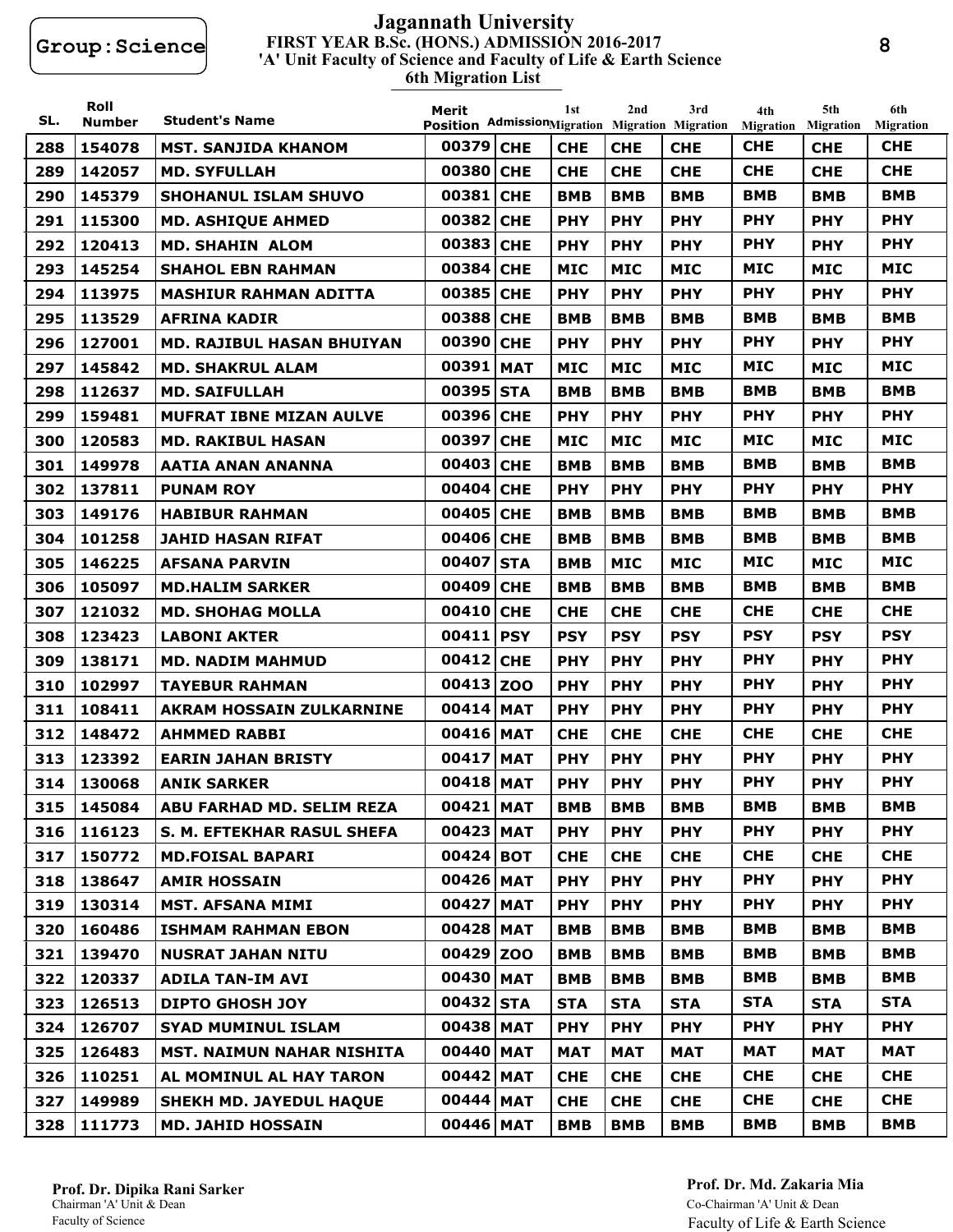Group:Science

# Jagannath University

## FIRST YEAR B.Sc. (HONS.) ADMISSION 2016-2017

### 'A' Unit Faculty of Science and Faculty of Life & Earth Science

### 6th Migration List

| SL. | Roll Number | Student's Name | Merit Position | Admission | 1st Migration | 2nd Migration | 3rd Migration | 4th Migration | 5th Migration | 6th Migration |
|---|---|---|---|---|---|---|---|---|---|---|
| 288 | 154078 | MST. SANJIDA KHANOM | 00379 | CHE | CHE | CHE | CHE | CHE | CHE | CHE |
| 289 | 142057 | MD. SYFULLAH | 00380 | CHE | CHE | CHE | CHE | CHE | CHE | CHE |
| 290 | 145379 | SHOHANUL ISLAM SHUVO | 00381 | CHE | BMB | BMB | BMB | BMB | BMB | BMB |
| 291 | 115300 | MD. ASHIQUE AHMED | 00382 | CHE | PHY | PHY | PHY | PHY | PHY | PHY |
| 292 | 120413 | MD. SHAHIN ALOM | 00383 | CHE | PHY | PHY | PHY | PHY | PHY | PHY |
| 293 | 145254 | SHAHOL EBN RAHMAN | 00384 | CHE | MIC | MIC | MIC | MIC | MIC | MIC |
| 294 | 113975 | MASHIUR RAHMAN ADITTA | 00385 | CHE | PHY | PHY | PHY | PHY | PHY | PHY |
| 295 | 113529 | AFRINA KADIR | 00388 | CHE | BMB | BMB | BMB | BMB | BMB | BMB |
| 296 | 127001 | MD. RAJIBUL HASAN BHUIYAN | 00390 | CHE | PHY | PHY | PHY | PHY | PHY | PHY |
| 297 | 145842 | MD. SHAKRUL ALAM | 00391 | MAT | MIC | MIC | MIC | MIC | MIC | MIC |
| 298 | 112637 | MD. SAIFULLAH | 00395 | STA | BMB | BMB | BMB | BMB | BMB | BMB |
| 299 | 159481 | MUFRAT IBNE MIZAN AULVE | 00396 | CHE | PHY | PHY | PHY | PHY | PHY | PHY |
| 300 | 120583 | MD. RAKIBUL HASAN | 00397 | CHE | MIC | MIC | MIC | MIC | MIC | MIC |
| 301 | 149978 | AATIA ANAN ANANNA | 00403 | CHE | BMB | BMB | BMB | BMB | BMB | BMB |
| 302 | 137811 | PUNAM ROY | 00404 | CHE | PHY | PHY | PHY | PHY | PHY | PHY |
| 303 | 149176 | HABIBUR RAHMAN | 00405 | CHE | BMB | BMB | BMB | BMB | BMB | BMB |
| 304 | 101258 | JAHID HASAN RIFAT | 00406 | CHE | BMB | BMB | BMB | BMB | BMB | BMB |
| 305 | 146225 | AFSANA PARVIN | 00407 | STA | BMB | MIC | MIC | MIC | MIC | MIC |
| 306 | 105097 | MD.HALIM SARKER | 00409 | CHE | BMB | BMB | BMB | BMB | BMB | BMB |
| 307 | 121032 | MD. SHOHAG MOLLA | 00410 | CHE | CHE | CHE | CHE | CHE | CHE | CHE |
| 308 | 123423 | LABONI AKTER | 00411 | PSY | PSY | PSY | PSY | PSY | PSY | PSY |
| 309 | 138171 | MD. NADIM MAHMUD | 00412 | CHE | PHY | PHY | PHY | PHY | PHY | PHY |
| 310 | 102997 | TAYEBUR RAHMAN | 00413 | ZOO | PHY | PHY | PHY | PHY | PHY | PHY |
| 311 | 108411 | AKRAM HOSSAIN ZULKARNINE | 00414 | MAT | PHY | PHY | PHY | PHY | PHY | PHY |
| 312 | 148472 | AHMMED RABBI | 00416 | MAT | CHE | CHE | CHE | CHE | CHE | CHE |
| 313 | 123392 | EARIN JAHAN BRISTY | 00417 | MAT | PHY | PHY | PHY | PHY | PHY | PHY |
| 314 | 130068 | ANIK SARKER | 00418 | MAT | PHY | PHY | PHY | PHY | PHY | PHY |
| 315 | 145084 | ABU FARHAD MD. SELIM REZA | 00421 | MAT | BMB | BMB | BMB | BMB | BMB | BMB |
| 316 | 116123 | S. M. EFTEKHAR RASUL SHEFA | 00423 | MAT | PHY | PHY | PHY | PHY | PHY | PHY |
| 317 | 150772 | MD.FOISAL BAPARI | 00424 | BOT | CHE | CHE | CHE | CHE | CHE | CHE |
| 318 | 138647 | AMIR HOSSAIN | 00426 | MAT | PHY | PHY | PHY | PHY | PHY | PHY |
| 319 | 130314 | MST. AFSANA MIMI | 00427 | MAT | PHY | PHY | PHY | PHY | PHY | PHY |
| 320 | 160486 | ISHMAM RAHMAN EBON | 00428 | MAT | BMB | BMB | BMB | BMB | BMB | BMB |
| 321 | 139470 | NUSRAT JAHAN NITU | 00429 | ZOO | BMB | BMB | BMB | BMB | BMB | BMB |
| 322 | 120337 | ADILA TAN-IM AVI | 00430 | MAT | BMB | BMB | BMB | BMB | BMB | BMB |
| 323 | 126513 | DIPTO GHOSH JOY | 00432 | STA | STA | STA | STA | STA | STA | STA |
| 324 | 126707 | SYAD MUMINUL ISLAM | 00438 | MAT | PHY | PHY | PHY | PHY | PHY | PHY |
| 325 | 126483 | MST. NAIMUN NAHAR NISHITA | 00440 | MAT | MAT | MAT | MAT | MAT | MAT | MAT |
| 326 | 110251 | AL MOMINUL AL HAY TARON | 00442 | MAT | CHE | CHE | CHE | CHE | CHE | CHE |
| 327 | 149989 | SHEKH MD. JAYEDUL HAQUE | 00444 | MAT | CHE | CHE | CHE | CHE | CHE | CHE |
| 328 | 111773 | MD. JAHID HOSSAIN | 00446 | MAT | BMB | BMB | BMB | BMB | BMB | BMB |

**Prof. Dr. Dipika Rani Sarker**
Chairman 'A' Unit & Dean
Faculty of Science

**Prof. Dr. Md. Zakaria Mia**
Co-Chairman 'A' Unit & Dean
Faculty of Life & Earth Science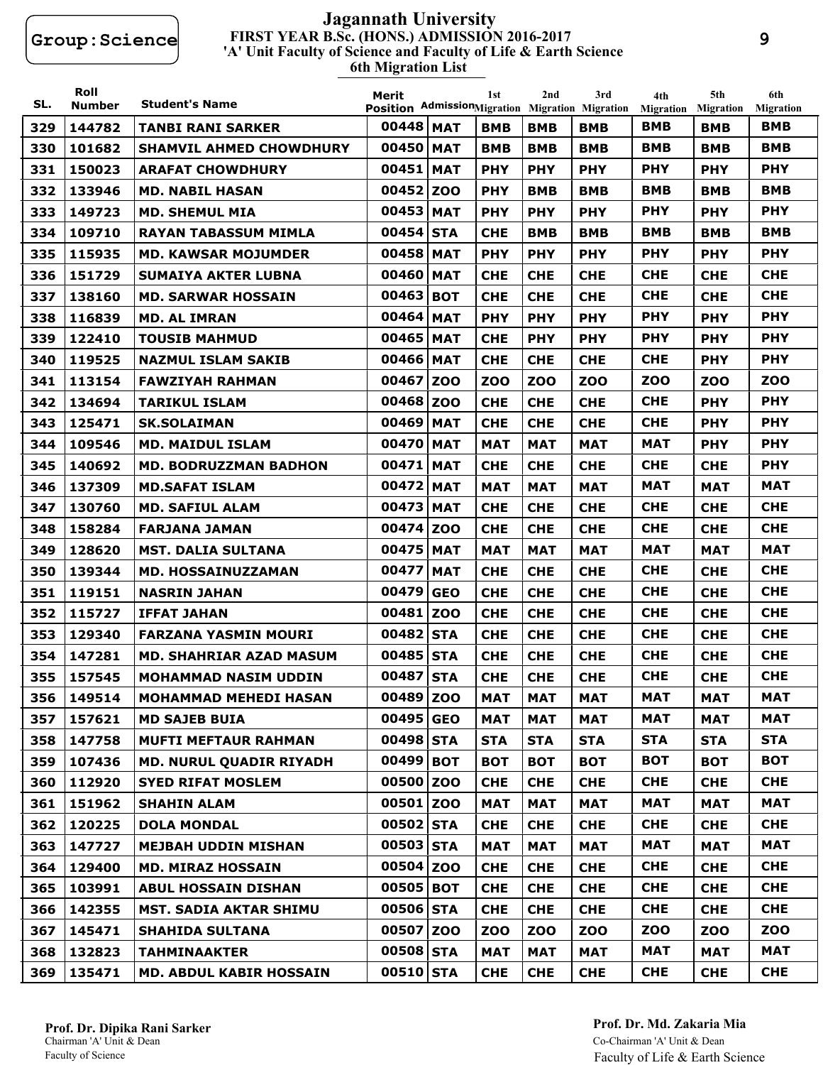Group:Science

# Jagannath University

## FIRST YEAR B.Sc. (HONS.) ADMISSION 2016-2017

### 'A' Unit Faculty of Science and Faculty of Life & Earth Science

### 6th Migration List

| SL. | Roll Number | Student's Name | Merit Position | Admission | 1st Migration | 2nd Migration | 3rd Migration | 4th Migration | 5th Migration | 6th Migration |
|---|---|---|---|---|---|---|---|---|---|---|
| 329 | 144782 | TANBI RANI SARKER | 00448 | MAT | BMB | BMB | BMB | BMB | BMB | BMB |
| 330 | 101682 | SHAMVIL AHMED CHOWDHURY | 00450 | MAT | BMB | BMB | BMB | BMB | BMB | BMB |
| 331 | 150023 | ARAFAT CHOWDHURY | 00451 | MAT | PHY | PHY | PHY | PHY | PHY | PHY |
| 332 | 133946 | MD. NABIL HASAN | 00452 | ZOO | PHY | BMB | BMB | BMB | BMB | BMB |
| 333 | 149723 | MD. SHEMUL MIA | 00453 | MAT | PHY | PHY | PHY | PHY | PHY | PHY |
| 334 | 109710 | RAYAN TABASSUM MIMLA | 00454 | STA | CHE | BMB | BMB | BMB | BMB | BMB |
| 335 | 115935 | MD. KAWSAR MOJUMDER | 00458 | MAT | PHY | PHY | PHY | PHY | PHY | PHY |
| 336 | 151729 | SUMAIYA AKTER LUBNA | 00460 | MAT | CHE | CHE | CHE | CHE | CHE | CHE |
| 337 | 138160 | MD. SARWAR HOSSAIN | 00463 | BOT | CHE | CHE | CHE | CHE | CHE | CHE |
| 338 | 116839 | MD. AL IMRAN | 00464 | MAT | PHY | PHY | PHY | PHY | PHY | PHY |
| 339 | 122410 | TOUSIB MAHMUD | 00465 | MAT | CHE | PHY | PHY | PHY | PHY | PHY |
| 340 | 119525 | NAZMUL ISLAM SAKIB | 00466 | MAT | CHE | CHE | CHE | CHE | PHY | PHY |
| 341 | 113154 | FAWZIYAH RAHMAN | 00467 | ZOO | ZOO | ZOO | ZOO | ZOO | ZOO | ZOO |
| 342 | 134694 | TARIKUL ISLAM | 00468 | ZOO | CHE | CHE | CHE | CHE | PHY | PHY |
| 343 | 125471 | SK.SOLAIMAN | 00469 | MAT | CHE | CHE | CHE | CHE | PHY | PHY |
| 344 | 109546 | MD. MAIDUL ISLAM | 00470 | MAT | MAT | MAT | MAT | MAT | PHY | PHY |
| 345 | 140692 | MD. BODRUZZMAN BADHON | 00471 | MAT | CHE | CHE | CHE | CHE | CHE | PHY |
| 346 | 137309 | MD.SAFAT ISLAM | 00472 | MAT | MAT | MAT | MAT | MAT | MAT | MAT |
| 347 | 130760 | MD. SAFIUL ALAM | 00473 | MAT | CHE | CHE | CHE | CHE | CHE | CHE |
| 348 | 158284 | FARJANA JAMAN | 00474 | ZOO | CHE | CHE | CHE | CHE | CHE | CHE |
| 349 | 128620 | MST. DALIA SULTANA | 00475 | MAT | MAT | MAT | MAT | MAT | MAT | MAT |
| 350 | 139344 | MD. HOSSAINUZZAMAN | 00477 | MAT | CHE | CHE | CHE | CHE | CHE | CHE |
| 351 | 119151 | NASRIN JAHAN | 00479 | GEO | CHE | CHE | CHE | CHE | CHE | CHE |
| 352 | 115727 | IFFAT JAHAN | 00481 | ZOO | CHE | CHE | CHE | CHE | CHE | CHE |
| 353 | 129340 | FARZANA YASMIN MOURI | 00482 | STA | CHE | CHE | CHE | CHE | CHE | CHE |
| 354 | 147281 | MD. SHAHRIAR AZAD MASUM | 00485 | STA | CHE | CHE | CHE | CHE | CHE | CHE |
| 355 | 157545 | MOHAMMAD NASIM UDDIN | 00487 | STA | CHE | CHE | CHE | CHE | CHE | CHE |
| 356 | 149514 | MOHAMMAD MEHEDI HASAN | 00489 | ZOO | MAT | MAT | MAT | MAT | MAT | MAT |
| 357 | 157621 | MD SAJEB BUIA | 00495 | GEO | MAT | MAT | MAT | MAT | MAT | MAT |
| 358 | 147758 | MUFTI MEFTAUR RAHMAN | 00498 | STA | STA | STA | STA | STA | STA | STA |
| 359 | 107436 | MD. NURUL QUADIR RIYADH | 00499 | BOT | BOT | BOT | BOT | BOT | BOT | BOT |
| 360 | 112920 | SYED RIFAT MOSLEM | 00500 | ZOO | CHE | CHE | CHE | CHE | CHE | CHE |
| 361 | 151962 | SHAHIN ALAM | 00501 | ZOO | MAT | MAT | MAT | MAT | MAT | MAT |
| 362 | 120225 | DOLA MONDAL | 00502 | STA | CHE | CHE | CHE | CHE | CHE | CHE |
| 363 | 147727 | MEJBAH UDDIN MISHAN | 00503 | STA | MAT | MAT | MAT | MAT | MAT | MAT |
| 364 | 129400 | MD. MIRAZ HOSSAIN | 00504 | ZOO | CHE | CHE | CHE | CHE | CHE | CHE |
| 365 | 103991 | ABUL HOSSAIN DISHAN | 00505 | BOT | CHE | CHE | CHE | CHE | CHE | CHE |
| 366 | 142355 | MST. SADIA AKTAR SHIMU | 00506 | STA | CHE | CHE | CHE | CHE | CHE | CHE |
| 367 | 145471 | SHAHIDA SULTANA | 00507 | ZOO | ZOO | ZOO | ZOO | ZOO | ZOO | ZOO |
| 368 | 132823 | TAHMINAAKTER | 00508 | STA | MAT | MAT | MAT | MAT | MAT | MAT |
| 369 | 135471 | MD. ABDUL KABIR HOSSAIN | 00510 | STA | CHE | CHE | CHE | CHE | CHE | CHE |

**Prof. Dr. Dipika Rani Sarker**
Chairman 'A' Unit & Dean
Faculty of Science

**Prof. Dr. Md. Zakaria Mia**
Co-Chairman 'A' Unit & Dean
Faculty of Life & Earth Science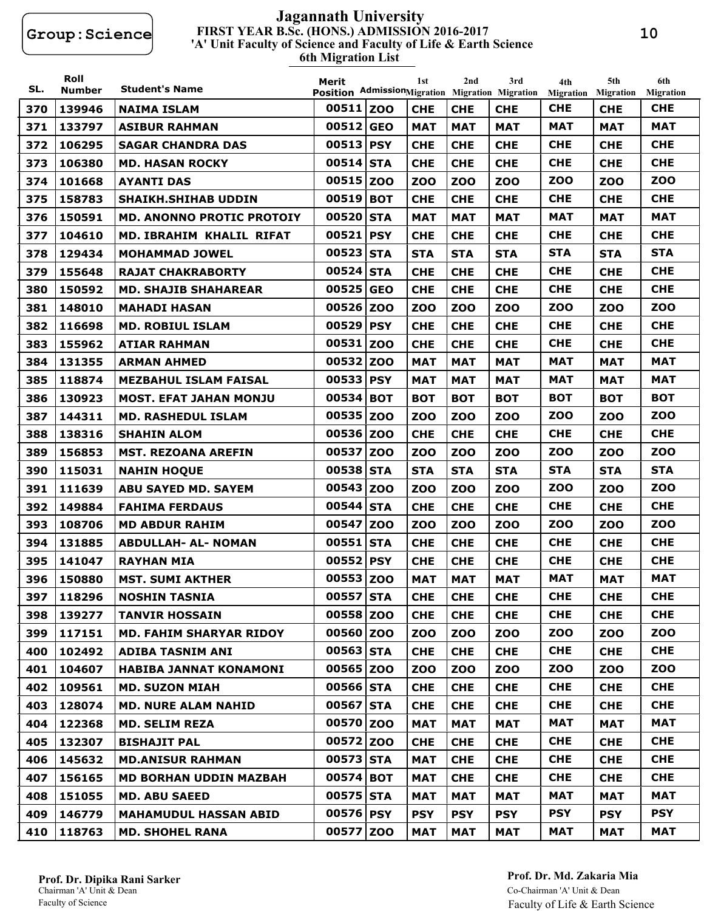Group:Science

# Jagannath University

## FIRST YEAR B.Sc. (HONS.) ADMISSION 2016-2017

### 'A' Unit Faculty of Science and Faculty of Life & Earth Science

### 6th Migration List

| SL. | Roll Number | Student's Name | Merit Position | Admission | 1st Migration | 2nd Migration | 3rd Migration | 4th Migration | 5th Migration | 6th Migration |
|---|---|---|---|---|---|---|---|---|---|---|
| 370 | 139946 | NAIMA ISLAM | 00511 | ZOO | CHE | CHE | CHE | CHE | CHE | CHE |
| 371 | 133797 | ASIBUR RAHMAN | 00512 | GEO | MAT | MAT | MAT | MAT | MAT | MAT |
| 372 | 106295 | SAGAR CHANDRA DAS | 00513 | PSY | CHE | CHE | CHE | CHE | CHE | CHE |
| 373 | 106380 | MD. HASAN ROCKY | 00514 | STA | CHE | CHE | CHE | CHE | CHE | CHE |
| 374 | 101668 | AYANTI DAS | 00515 | ZOO | ZOO | ZOO | ZOO | ZOO | ZOO | ZOO |
| 375 | 158783 | SHAIKH.SHIHAB UDDIN | 00519 | BOT | CHE | CHE | CHE | CHE | CHE | CHE |
| 376 | 150591 | MD. ANONNO PROTIC PROTOIY | 00520 | STA | MAT | MAT | MAT | MAT | MAT | MAT |
| 377 | 104610 | MD. IBRAHIM KHALIL RIFAT | 00521 | PSY | CHE | CHE | CHE | CHE | CHE | CHE |
| 378 | 129434 | MOHAMMAD JOWEL | 00523 | STA | STA | STA | STA | STA | STA | STA |
| 379 | 155648 | RAJAT CHAKRABORTY | 00524 | STA | CHE | CHE | CHE | CHE | CHE | CHE |
| 380 | 150592 | MD. SHAJIB SHAHAREAR | 00525 | GEO | CHE | CHE | CHE | CHE | CHE | CHE |
| 381 | 148010 | MAHADI HASAN | 00526 | ZOO | ZOO | ZOO | ZOO | ZOO | ZOO | ZOO |
| 382 | 116698 | MD. ROBIUL ISLAM | 00529 | PSY | CHE | CHE | CHE | CHE | CHE | CHE |
| 383 | 155962 | ATIAR RAHMAN | 00531 | ZOO | CHE | CHE | CHE | CHE | CHE | CHE |
| 384 | 131355 | ARMAN AHMED | 00532 | ZOO | MAT | MAT | MAT | MAT | MAT | MAT |
| 385 | 118874 | MEZBAHUL ISLAM FAISAL | 00533 | PSY | MAT | MAT | MAT | MAT | MAT | MAT |
| 386 | 130923 | MOST. EFAT JAHAN MONJU | 00534 | BOT | BOT | BOT | BOT | BOT | BOT | BOT |
| 387 | 144311 | MD. RASHEDUL ISLAM | 00535 | ZOO | ZOO | ZOO | ZOO | ZOO | ZOO | ZOO |
| 388 | 138316 | SHAHIN ALOM | 00536 | ZOO | CHE | CHE | CHE | CHE | CHE | CHE |
| 389 | 156853 | MST. REZOANA AREFIN | 00537 | ZOO | ZOO | ZOO | ZOO | ZOO | ZOO | ZOO |
| 390 | 115031 | NAHIN HOQUE | 00538 | STA | STA | STA | STA | STA | STA | STA |
| 391 | 111639 | ABU SAYED MD. SAYEM | 00543 | ZOO | ZOO | ZOO | ZOO | ZOO | ZOO | ZOO |
| 392 | 149884 | FAHIMA FERDAUS | 00544 | STA | CHE | CHE | CHE | CHE | CHE | CHE |
| 393 | 108706 | MD ABDUR RAHIM | 00547 | ZOO | ZOO | ZOO | ZOO | ZOO | ZOO | ZOO |
| 394 | 131885 | ABDULLAH- AL- NOMAN | 00551 | STA | CHE | CHE | CHE | CHE | CHE | CHE |
| 395 | 141047 | RAYHAN MIA | 00552 | PSY | CHE | CHE | CHE | CHE | CHE | CHE |
| 396 | 150880 | MST. SUMI AKTHER | 00553 | ZOO | MAT | MAT | MAT | MAT | MAT | MAT |
| 397 | 118296 | NOSHIN TASNIA | 00557 | STA | CHE | CHE | CHE | CHE | CHE | CHE |
| 398 | 139277 | TANVIR HOSSAIN | 00558 | ZOO | CHE | CHE | CHE | CHE | CHE | CHE |
| 399 | 117151 | MD. FAHIM SHARYAR RIDOY | 00560 | ZOO | ZOO | ZOO | ZOO | ZOO | ZOO | ZOO |
| 400 | 102492 | ADIBA TASNIM ANI | 00563 | STA | CHE | CHE | CHE | CHE | CHE | CHE |
| 401 | 104607 | HABIBA JANNAT KONAMONI | 00565 | ZOO | ZOO | ZOO | ZOO | ZOO | ZOO | ZOO |
| 402 | 109561 | MD. SUZON MIAH | 00566 | STA | CHE | CHE | CHE | CHE | CHE | CHE |
| 403 | 128074 | MD. NURE ALAM NAHID | 00567 | STA | CHE | CHE | CHE | CHE | CHE | CHE |
| 404 | 122368 | MD. SELIM REZA | 00570 | ZOO | MAT | MAT | MAT | MAT | MAT | MAT |
| 405 | 132307 | BISHAJIT PAL | 00572 | ZOO | CHE | CHE | CHE | CHE | CHE | CHE |
| 406 | 145632 | MD.ANISUR RAHMAN | 00573 | STA | MAT | CHE | CHE | CHE | CHE | CHE |
| 407 | 156165 | MD BORHAN UDDIN MAZBAH | 00574 | BOT | MAT | CHE | CHE | CHE | CHE | CHE |
| 408 | 151055 | MD. ABU SAEED | 00575 | STA | MAT | MAT | MAT | MAT | MAT | MAT |
| 409 | 146779 | MAHAMUDUL HASSAN ABID | 00576 | PSY | PSY | PSY | PSY | PSY | PSY | PSY |
| 410 | 118763 | MD. SHOHEL RANA | 00577 | ZOO | MAT | MAT | MAT | MAT | MAT | MAT |

**Prof. Dr. Dipika Rani Sarker**
Chairman 'A' Unit & Dean
Faculty of Science

**Prof. Dr. Md. Zakaria Mia**
Co-Chairman 'A' Unit & Dean
Faculty of Life & Earth Science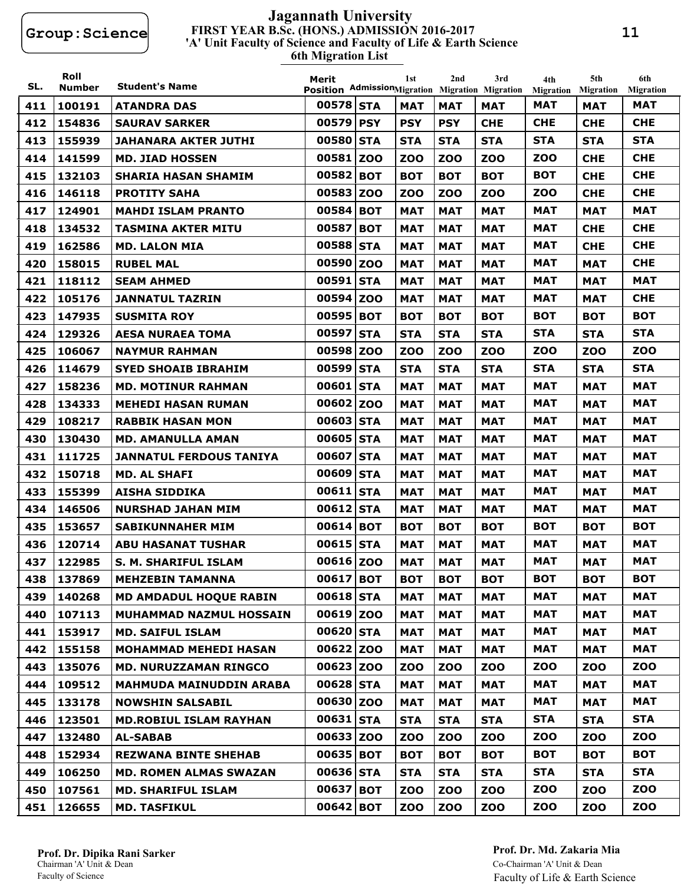Group:Science

# Jagannath University

## FIRST YEAR B.Sc. (HONS.) ADMISSION 2016-2017

### 'A' Unit Faculty of Science and Faculty of Life & Earth Science

### 6th Migration List

| SL. | Roll Number | Student's Name | Merit Position | Admission | 1st Migration | 2nd Migration | 3rd Migration | 4th Migration | 5th Migration | 6th Migration |
|---|---|---|---|---|---|---|---|---|---|---|
| 411 | 100191 | ATANDRA DAS | 00578 | STA | MAT | MAT | MAT | MAT | MAT | MAT |
| 412 | 154836 | SAURAV SARKER | 00579 | PSY | PSY | PSY | CHE | CHE | CHE | CHE |
| 413 | 155939 | JAHANARA AKTER JUTHI | 00580 | STA | STA | STA | STA | STA | STA | STA |
| 414 | 141599 | MD. JIAD HOSSEN | 00581 | ZOO | ZOO | ZOO | ZOO | ZOO | CHE | CHE |
| 415 | 132103 | SHARIA HASAN SHAMIM | 00582 | BOT | BOT | BOT | BOT | BOT | CHE | CHE |
| 416 | 146118 | PROTITY SAHA | 00583 | ZOO | ZOO | ZOO | ZOO | ZOO | CHE | CHE |
| 417 | 124901 | MAHDI ISLAM PRANTO | 00584 | BOT | MAT | MAT | MAT | MAT | MAT | MAT |
| 418 | 134532 | TASMINA AKTER MITU | 00587 | BOT | MAT | MAT | MAT | MAT | CHE | CHE |
| 419 | 162586 | MD. LALON MIA | 00588 | STA | MAT | MAT | MAT | MAT | CHE | CHE |
| 420 | 158015 | RUBEL MAL | 00590 | ZOO | MAT | MAT | MAT | MAT | MAT | CHE |
| 421 | 118112 | SEAM AHMED | 00591 | STA | MAT | MAT | MAT | MAT | MAT | MAT |
| 422 | 105176 | JANNATUL TAZRIN | 00594 | ZOO | MAT | MAT | MAT | MAT | MAT | CHE |
| 423 | 147935 | SUSMITA ROY | 00595 | BOT | BOT | BOT | BOT | BOT | BOT | BOT |
| 424 | 129326 | AESA NURAEA TOMA | 00597 | STA | STA | STA | STA | STA | STA | STA |
| 425 | 106067 | NAYMUR RAHMAN | 00598 | ZOO | ZOO | ZOO | ZOO | ZOO | ZOO | ZOO |
| 426 | 114679 | SYED SHOAIB IBRAHIM | 00599 | STA | STA | STA | STA | STA | STA | STA |
| 427 | 158236 | MD. MOTINUR RAHMAN | 00601 | STA | MAT | MAT | MAT | MAT | MAT | MAT |
| 428 | 134333 | MEHEDI HASAN RUMAN | 00602 | ZOO | MAT | MAT | MAT | MAT | MAT | MAT |
| 429 | 108217 | RABBIK HASAN MON | 00603 | STA | MAT | MAT | MAT | MAT | MAT | MAT |
| 430 | 130430 | MD. AMANULLA AMAN | 00605 | STA | MAT | MAT | MAT | MAT | MAT | MAT |
| 431 | 111725 | JANNATUL FERDOUS TANIYA | 00607 | STA | MAT | MAT | MAT | MAT | MAT | MAT |
| 432 | 150718 | MD. AL SHAFI | 00609 | STA | MAT | MAT | MAT | MAT | MAT | MAT |
| 433 | 155399 | AISHA SIDDIKA | 00611 | STA | MAT | MAT | MAT | MAT | MAT | MAT |
| 434 | 146506 | NURSHAD JAHAN MIM | 00612 | STA | MAT | MAT | MAT | MAT | MAT | MAT |
| 435 | 153657 | SABIKUNNAHER MIM | 00614 | BOT | BOT | BOT | BOT | BOT | BOT | BOT |
| 436 | 120714 | ABU HASANAT TUSHAR | 00615 | STA | MAT | MAT | MAT | MAT | MAT | MAT |
| 437 | 122985 | S. M. SHARIFUL ISLAM | 00616 | ZOO | MAT | MAT | MAT | MAT | MAT | MAT |
| 438 | 137869 | MEHZEBIN TAMANNA | 00617 | BOT | BOT | BOT | BOT | BOT | BOT | BOT |
| 439 | 140268 | MD AMDADUL HOQUE RABIN | 00618 | STA | MAT | MAT | MAT | MAT | MAT | MAT |
| 440 | 107113 | MUHAMMAD NAZMUL HOSSAIN | 00619 | ZOO | MAT | MAT | MAT | MAT | MAT | MAT |
| 441 | 153917 | MD. SAIFUL ISLAM | 00620 | STA | MAT | MAT | MAT | MAT | MAT | MAT |
| 442 | 155158 | MOHAMMAD MEHEDI HASAN | 00622 | ZOO | MAT | MAT | MAT | MAT | MAT | MAT |
| 443 | 135076 | MD. NURUZZAMAN RINGCO | 00623 | ZOO | ZOO | ZOO | ZOO | ZOO | ZOO | ZOO |
| 444 | 109512 | MAHMUDA MAINUDDIN ARABA | 00628 | STA | MAT | MAT | MAT | MAT | MAT | MAT |
| 445 | 133178 | NOWSHIN SALSABIL | 00630 | ZOO | MAT | MAT | MAT | MAT | MAT | MAT |
| 446 | 123501 | MD.ROBIUL ISLAM RAYHAN | 00631 | STA | STA | STA | STA | STA | STA | STA |
| 447 | 132480 | AL-SABAB | 00633 | ZOO | ZOO | ZOO | ZOO | ZOO | ZOO | ZOO |
| 448 | 152934 | REZWANA BINTE SHEHAB | 00635 | BOT | BOT | BOT | BOT | BOT | BOT | BOT |
| 449 | 106250 | MD. ROMEN ALMAS SWAZAN | 00636 | STA | STA | STA | STA | STA | STA | STA |
| 450 | 107561 | MD. SHARIFUL ISLAM | 00637 | BOT | ZOO | ZOO | ZOO | ZOO | ZOO | ZOO |
| 451 | 126655 | MD. TASFIKUL | 00642 | BOT | ZOO | ZOO | ZOO | ZOO | ZOO | ZOO |

**Prof. Dr. Dipika Rani Sarker**
Chairman 'A' Unit & Dean
Faculty of Science

**Prof. Dr. Md. Zakaria Mia**
Co-Chairman 'A' Unit & Dean
Faculty of Life & Earth Science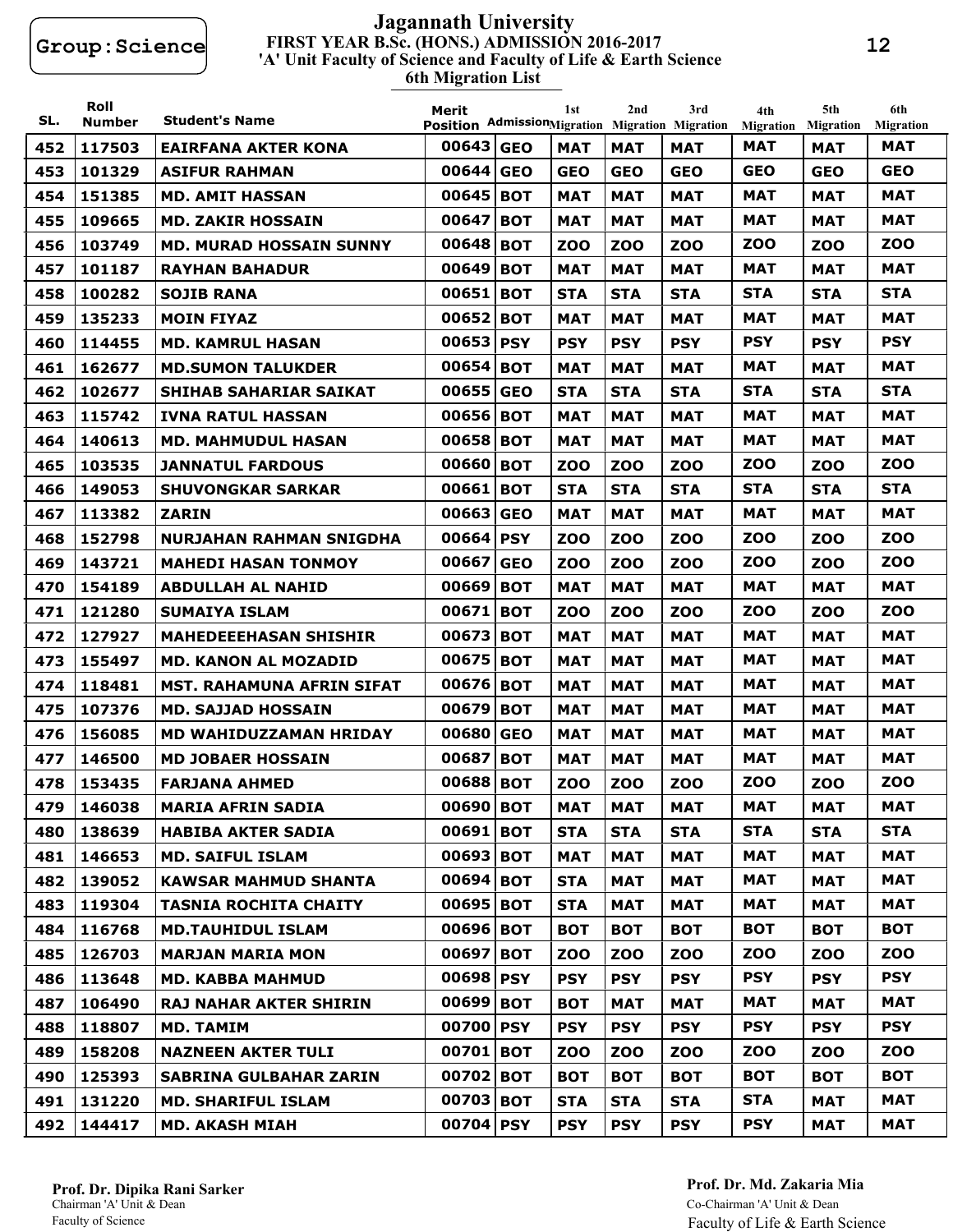Group:Science

# Jagannath University

## FIRST YEAR B.Sc. (HONS.) ADMISSION 2016-2017

### 'A' Unit Faculty of Science and Faculty of Life & Earth Science

### 6th Migration List

| SL. | Roll Number | Student's Name | Merit Position | Admission | 1st Migration | 2nd Migration | 3rd Migration | 4th Migration | 5th Migration | 6th Migration |
|---|---|---|---|---|---|---|---|---|---|---|
| 452 | 117503 | EAIRFANA AKTER KONA | 00643 | GEO | MAT | MAT | MAT | MAT | MAT | MAT |
| 453 | 101329 | ASIFUR RAHMAN | 00644 | GEO | GEO | GEO | GEO | GEO | GEO | GEO |
| 454 | 151385 | MD. AMIT HASSAN | 00645 | BOT | MAT | MAT | MAT | MAT | MAT | MAT |
| 455 | 109665 | MD. ZAKIR HOSSAIN | 00647 | BOT | MAT | MAT | MAT | MAT | MAT | MAT |
| 456 | 103749 | MD. MURAD HOSSAIN SUNNY | 00648 | BOT | ZOO | ZOO | ZOO | ZOO | ZOO | ZOO |
| 457 | 101187 | RAYHAN BAHADUR | 00649 | BOT | MAT | MAT | MAT | MAT | MAT | MAT |
| 458 | 100282 | SOJIB RANA | 00651 | BOT | STA | STA | STA | STA | STA | STA |
| 459 | 135233 | MOIN FIYAZ | 00652 | BOT | MAT | MAT | MAT | MAT | MAT | MAT |
| 460 | 114455 | MD. KAMRUL HASAN | 00653 | PSY | PSY | PSY | PSY | PSY | PSY | PSY |
| 461 | 162677 | MD.SUMON TALUKDER | 00654 | BOT | MAT | MAT | MAT | MAT | MAT | MAT |
| 462 | 102677 | SHIHAB SAHARIAR SAIKAT | 00655 | GEO | STA | STA | STA | STA | STA | STA |
| 463 | 115742 | IVNA RATUL HASSAN | 00656 | BOT | MAT | MAT | MAT | MAT | MAT | MAT |
| 464 | 140613 | MD. MAHMUDUL HASAN | 00658 | BOT | MAT | MAT | MAT | MAT | MAT | MAT |
| 465 | 103535 | JANNATUL FARDOUS | 00660 | BOT | ZOO | ZOO | ZOO | ZOO | ZOO | ZOO |
| 466 | 149053 | SHUVONGKAR SARKAR | 00661 | BOT | STA | STA | STA | STA | STA | STA |
| 467 | 113382 | ZARIN | 00663 | GEO | MAT | MAT | MAT | MAT | MAT | MAT |
| 468 | 152798 | NURJAHAN RAHMAN SNIGDHA | 00664 | PSY | ZOO | ZOO | ZOO | ZOO | ZOO | ZOO |
| 469 | 143721 | MAHEDI HASAN TONMOY | 00667 | GEO | ZOO | ZOO | ZOO | ZOO | ZOO | ZOO |
| 470 | 154189 | ABDULLAH AL NAHID | 00669 | BOT | MAT | MAT | MAT | MAT | MAT | MAT |
| 471 | 121280 | SUMAIYA ISLAM | 00671 | BOT | ZOO | ZOO | ZOO | ZOO | ZOO | ZOO |
| 472 | 127927 | MAHEDEEEHASAN SHISHIR | 00673 | BOT | MAT | MAT | MAT | MAT | MAT | MAT |
| 473 | 155497 | MD. KANON AL MOZADID | 00675 | BOT | MAT | MAT | MAT | MAT | MAT | MAT |
| 474 | 118481 | MST. RAHAMUNA AFRIN SIFAT | 00676 | BOT | MAT | MAT | MAT | MAT | MAT | MAT |
| 475 | 107376 | MD. SAJJAD HOSSAIN | 00679 | BOT | MAT | MAT | MAT | MAT | MAT | MAT |
| 476 | 156085 | MD WAHIDUZZAMAN HRIDAY | 00680 | GEO | MAT | MAT | MAT | MAT | MAT | MAT |
| 477 | 146500 | MD JOBAER HOSSAIN | 00687 | BOT | MAT | MAT | MAT | MAT | MAT | MAT |
| 478 | 153435 | FARJANA AHMED | 00688 | BOT | ZOO | ZOO | ZOO | ZOO | ZOO | ZOO |
| 479 | 146038 | MARIA AFRIN SADIA | 00690 | BOT | MAT | MAT | MAT | MAT | MAT | MAT |
| 480 | 138639 | HABIBA AKTER SADIA | 00691 | BOT | STA | STA | STA | STA | STA | STA |
| 481 | 146653 | MD. SAIFUL ISLAM | 00693 | BOT | MAT | MAT | MAT | MAT | MAT | MAT |
| 482 | 139052 | KAWSAR MAHMUD SHANTA | 00694 | BOT | STA | MAT | MAT | MAT | MAT | MAT |
| 483 | 119304 | TASNIA ROCHITA CHAITY | 00695 | BOT | STA | MAT | MAT | MAT | MAT | MAT |
| 484 | 116768 | MD.TAUHIDUL ISLAM | 00696 | BOT | BOT | BOT | BOT | BOT | BOT | BOT |
| 485 | 126703 | MARJAN MARIA MON | 00697 | BOT | ZOO | ZOO | ZOO | ZOO | ZOO | ZOO |
| 486 | 113648 | MD. KABBA MAHMUD | 00698 | PSY | PSY | PSY | PSY | PSY | PSY | PSY |
| 487 | 106490 | RAJ NAHAR AKTER SHIRIN | 00699 | BOT | BOT | MAT | MAT | MAT | MAT | MAT |
| 488 | 118807 | MD. TAMIM | 00700 | PSY | PSY | PSY | PSY | PSY | PSY | PSY |
| 489 | 158208 | NAZNEEN AKTER TULI | 00701 | BOT | ZOO | ZOO | ZOO | ZOO | ZOO | ZOO |
| 490 | 125393 | SABRINA GULBAHAR ZARIN | 00702 | BOT | BOT | BOT | BOT | BOT | BOT | BOT |
| 491 | 131220 | MD. SHARIFUL ISLAM | 00703 | BOT | STA | STA | STA | STA | MAT | MAT |
| 492 | 144417 | MD. AKASH MIAH | 00704 | PSY | PSY | PSY | PSY | PSY | MAT | MAT |

**Prof. Dr. Dipika Rani Sarker**
Chairman 'A' Unit & Dean
Faculty of Science

**Prof. Dr. Md. Zakaria Mia**
Co-Chairman 'A' Unit & Dean
Faculty of Life & Earth Science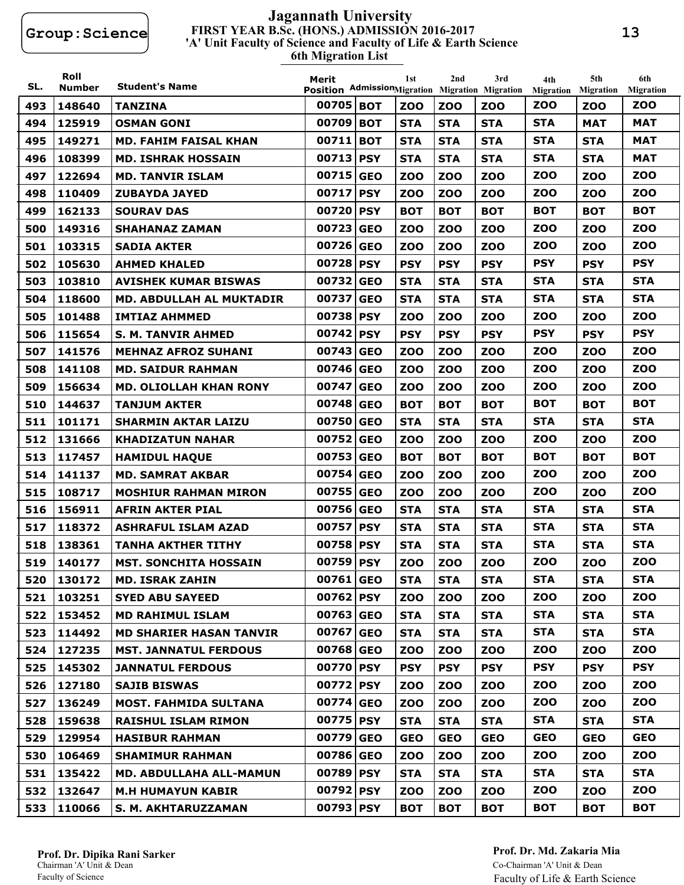Group:Science

# Jagannath University

## FIRST YEAR B.Sc. (HONS.) ADMISSION 2016-2017

### 'A' Unit Faculty of Science and Faculty of Life & Earth Science

### 6th Migration List

| SL. | Roll Number | Student's Name | Merit Position | Admission | 1st Migration | 2nd Migration | 3rd Migration | 4th Migration | 5th Migration | 6th Migration |
|---|---|---|---|---|---|---|---|---|---|---|
| 493 | 148640 | TANZINA | 00705 | BOT | ZOO | ZOO | ZOO | ZOO | ZOO | ZOO |
| 494 | 125919 | OSMAN GONI | 00709 | BOT | STA | STA | STA | STA | MAT | MAT |
| 495 | 149271 | MD. FAHIM FAISAL KHAN | 00711 | BOT | STA | STA | STA | STA | STA | MAT |
| 496 | 108399 | MD. ISHRAK HOSSAIN | 00713 | PSY | STA | STA | STA | STA | STA | MAT |
| 497 | 122694 | MD. TANVIR ISLAM | 00715 | GEO | ZOO | ZOO | ZOO | ZOO | ZOO | ZOO |
| 498 | 110409 | ZUBAYDA JAYED | 00717 | PSY | ZOO | ZOO | ZOO | ZOO | ZOO | ZOO |
| 499 | 162133 | SOURAV DAS | 00720 | PSY | BOT | BOT | BOT | BOT | BOT | BOT |
| 500 | 149316 | SHAHANAZ ZAMAN | 00723 | GEO | ZOO | ZOO | ZOO | ZOO | ZOO | ZOO |
| 501 | 103315 | SADIA AKTER | 00726 | GEO | ZOO | ZOO | ZOO | ZOO | ZOO | ZOO |
| 502 | 105630 | AHMED KHALED | 00728 | PSY | PSY | PSY | PSY | PSY | PSY | PSY |
| 503 | 103810 | AVISHEK KUMAR BISWAS | 00732 | GEO | STA | STA | STA | STA | STA | STA |
| 504 | 118600 | MD. ABDULLAH AL MUKTADIR | 00737 | GEO | STA | STA | STA | STA | STA | STA |
| 505 | 101488 | IMTIAZ AHMMED | 00738 | PSY | ZOO | ZOO | ZOO | ZOO | ZOO | ZOO |
| 506 | 115654 | S. M. TANVIR AHMED | 00742 | PSY | PSY | PSY | PSY | PSY | PSY | PSY |
| 507 | 141576 | MEHNAZ AFROZ SUHANI | 00743 | GEO | ZOO | ZOO | ZOO | ZOO | ZOO | ZOO |
| 508 | 141108 | MD. SAIDUR RAHMAN | 00746 | GEO | ZOO | ZOO | ZOO | ZOO | ZOO | ZOO |
| 509 | 156634 | MD. OLIOLLAH KHAN RONY | 00747 | GEO | ZOO | ZOO | ZOO | ZOO | ZOO | ZOO |
| 510 | 144637 | TANJUM AKTER | 00748 | GEO | BOT | BOT | BOT | BOT | BOT | BOT |
| 511 | 101171 | SHARMIN AKTAR LAIZU | 00750 | GEO | STA | STA | STA | STA | STA | STA |
| 512 | 131666 | KHADIZATUN NAHAR | 00752 | GEO | ZOO | ZOO | ZOO | ZOO | ZOO | ZOO |
| 513 | 117457 | HAMIDUL HAQUE | 00753 | GEO | BOT | BOT | BOT | BOT | BOT | BOT |
| 514 | 141137 | MD. SAMRAT AKBAR | 00754 | GEO | ZOO | ZOO | ZOO | ZOO | ZOO | ZOO |
| 515 | 108717 | MOSHIUR RAHMAN MIRON | 00755 | GEO | ZOO | ZOO | ZOO | ZOO | ZOO | ZOO |
| 516 | 156911 | AFRIN AKTER PIAL | 00756 | GEO | STA | STA | STA | STA | STA | STA |
| 517 | 118372 | ASHRAFUL ISLAM AZAD | 00757 | PSY | STA | STA | STA | STA | STA | STA |
| 518 | 138361 | TANHA AKTHER TITHY | 00758 | PSY | STA | STA | STA | STA | STA | STA |
| 519 | 140177 | MST. SONCHITA HOSSAIN | 00759 | PSY | ZOO | ZOO | ZOO | ZOO | ZOO | ZOO |
| 520 | 130172 | MD. ISRAK ZAHIN | 00761 | GEO | STA | STA | STA | STA | STA | STA |
| 521 | 103251 | SYED ABU SAYEED | 00762 | PSY | ZOO | ZOO | ZOO | ZOO | ZOO | ZOO |
| 522 | 153452 | MD RAHIMUL ISLAM | 00763 | GEO | STA | STA | STA | STA | STA | STA |
| 523 | 114492 | MD SHARIER HASAN TANVIR | 00767 | GEO | STA | STA | STA | STA | STA | STA |
| 524 | 127235 | MST. JANNATUL FERDOUS | 00768 | GEO | ZOO | ZOO | ZOO | ZOO | ZOO | ZOO |
| 525 | 145302 | JANNATUL FERDOUS | 00770 | PSY | PSY | PSY | PSY | PSY | PSY | PSY |
| 526 | 127180 | SAJIB BISWAS | 00772 | PSY | ZOO | ZOO | ZOO | ZOO | ZOO | ZOO |
| 527 | 136249 | MOST. FAHMIDA SULTANA | 00774 | GEO | ZOO | ZOO | ZOO | ZOO | ZOO | ZOO |
| 528 | 159638 | RAISHUL ISLAM RIMON | 00775 | PSY | STA | STA | STA | STA | STA | STA |
| 529 | 129954 | HASIBUR RAHMAN | 00779 | GEO | GEO | GEO | GEO | GEO | GEO | GEO |
| 530 | 106469 | SHAMIMUR RAHMAN | 00786 | GEO | ZOO | ZOO | ZOO | ZOO | ZOO | ZOO |
| 531 | 135422 | MD. ABDULLAHA ALL-MAMUN | 00789 | PSY | STA | STA | STA | STA | STA | STA |
| 532 | 132647 | M.H HUMAYUN KABIR | 00792 | PSY | ZOO | ZOO | ZOO | ZOO | ZOO | ZOO |
| 533 | 110066 | S. M. AKHTARUZZAMAN | 00793 | PSY | BOT | BOT | BOT | BOT | BOT | BOT |

**Prof. Dr. Dipika Rani Sarker**
Chairman 'A' Unit & Dean
Faculty of Science

**Prof. Dr. Md. Zakaria Mia**
Co-Chairman 'A' Unit & Dean
Faculty of Life & Earth Science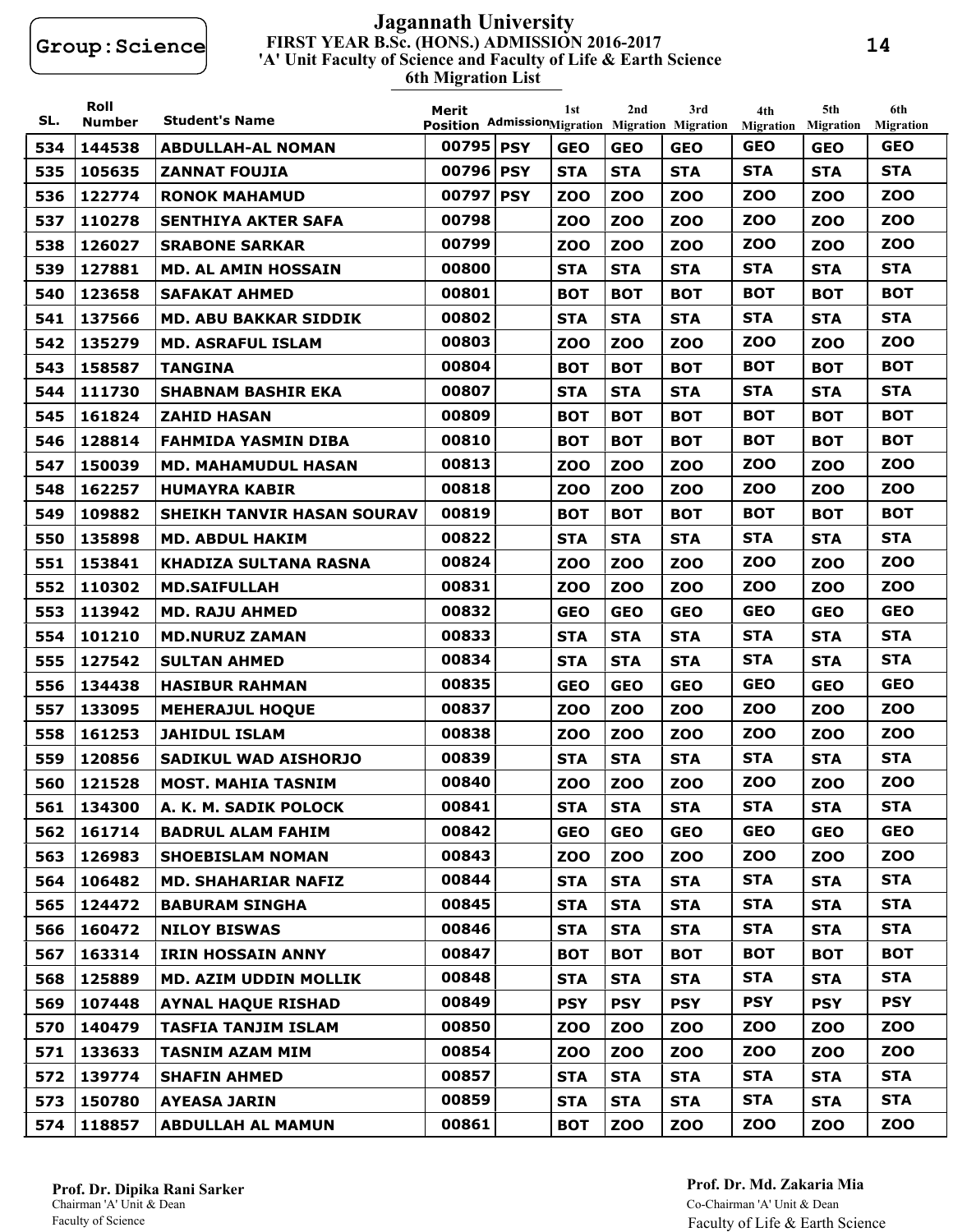Group:Science

# Jagannath University

## FIRST YEAR B.Sc. (HONS.) ADMISSION 2016-2017

### 'A' Unit Faculty of Science and Faculty of Life & Earth Science

### 6th Migration List

| SL. | Roll Number | Student's Name | Merit Position | Admission | 1st Migration | 2nd Migration | 3rd Migration | 4th Migration | 5th Migration | 6th Migration |
|---|---|---|---|---|---|---|---|---|---|---|
| 534 | 144538 | ABDULLAH-AL NOMAN | 00795 | PSY | GEO | GEO | GEO | GEO | GEO | GEO |
| 535 | 105635 | ZANNAT FOUJIA | 00796 | PSY | STA | STA | STA | STA | STA | STA |
| 536 | 122774 | RONOK MAHAMUD | 00797 | PSY | ZOO | ZOO | ZOO | ZOO | ZOO | ZOO |
| 537 | 110278 | SENTHIYA AKTER SAFA | 00798 | | ZOO | ZOO | ZOO | ZOO | ZOO | ZOO |
| 538 | 126027 | SRABONE SARKAR | 00799 | | ZOO | ZOO | ZOO | ZOO | ZOO | ZOO |
| 539 | 127881 | MD. AL AMIN HOSSAIN | 00800 | | STA | STA | STA | STA | STA | STA |
| 540 | 123658 | SAFAKAT AHMED | 00801 | | BOT | BOT | BOT | BOT | BOT | BOT |
| 541 | 137566 | MD. ABU BAKKAR SIDDIK | 00802 | | STA | STA | STA | STA | STA | STA |
| 542 | 135279 | MD. ASRAFUL ISLAM | 00803 | | ZOO | ZOO | ZOO | ZOO | ZOO | ZOO |
| 543 | 158587 | TANGINA | 00804 | | BOT | BOT | BOT | BOT | BOT | BOT |
| 544 | 111730 | SHABNAM BASHIR EKA | 00807 | | STA | STA | STA | STA | STA | STA |
| 545 | 161824 | ZAHID HASAN | 00809 | | BOT | BOT | BOT | BOT | BOT | BOT |
| 546 | 128814 | FAHMIDA YASMIN DIBA | 00810 | | BOT | BOT | BOT | BOT | BOT | BOT |
| 547 | 150039 | MD. MAHAMUDUL HASAN | 00813 | | ZOO | ZOO | ZOO | ZOO | ZOO | ZOO |
| 548 | 162257 | HUMAYRA KABIR | 00818 | | ZOO | ZOO | ZOO | ZOO | ZOO | ZOO |
| 549 | 109882 | SHEIKH TANVIR HASAN SOURAV | 00819 | | BOT | BOT | BOT | BOT | BOT | BOT |
| 550 | 135898 | MD. ABDUL HAKIM | 00822 | | STA | STA | STA | STA | STA | STA |
| 551 | 153841 | KHADIZA SULTANA RASNA | 00824 | | ZOO | ZOO | ZOO | ZOO | ZOO | ZOO |
| 552 | 110302 | MD.SAIFULLAH | 00831 | | ZOO | ZOO | ZOO | ZOO | ZOO | ZOO |
| 553 | 113942 | MD. RAJU AHMED | 00832 | | GEO | GEO | GEO | GEO | GEO | GEO |
| 554 | 101210 | MD.NURUZ ZAMAN | 00833 | | STA | STA | STA | STA | STA | STA |
| 555 | 127542 | SULTAN AHMED | 00834 | | STA | STA | STA | STA | STA | STA |
| 556 | 134438 | HASIBUR RAHMAN | 00835 | | GEO | GEO | GEO | GEO | GEO | GEO |
| 557 | 133095 | MEHERAJUL HOQUE | 00837 | | ZOO | ZOO | ZOO | ZOO | ZOO | ZOO |
| 558 | 161253 | JAHIDUL ISLAM | 00838 | | ZOO | ZOO | ZOO | ZOO | ZOO | ZOO |
| 559 | 120856 | SADIKUL WAD AISHORJO | 00839 | | STA | STA | STA | STA | STA | STA |
| 560 | 121528 | MOST. MAHIA TASNIM | 00840 | | ZOO | ZOO | ZOO | ZOO | ZOO | ZOO |
| 561 | 134300 | A. K. M. SADIK POLOCK | 00841 | | STA | STA | STA | STA | STA | STA |
| 562 | 161714 | BADRUL ALAM FAHIM | 00842 | | GEO | GEO | GEO | GEO | GEO | GEO |
| 563 | 126983 | SHOEBISLAM NOMAN | 00843 | | ZOO | ZOO | ZOO | ZOO | ZOO | ZOO |
| 564 | 106482 | MD. SHAHARIAR NAFIZ | 00844 | | STA | STA | STA | STA | STA | STA |
| 565 | 124472 | BABURAM SINGHA | 00845 | | STA | STA | STA | STA | STA | STA |
| 566 | 160472 | NILOY BISWAS | 00846 | | STA | STA | STA | STA | STA | STA |
| 567 | 163314 | IRIN HOSSAIN ANNY | 00847 | | BOT | BOT | BOT | BOT | BOT | BOT |
| 568 | 125889 | MD. AZIM UDDIN MOLLIK | 00848 | | STA | STA | STA | STA | STA | STA |
| 569 | 107448 | AYNAL HAQUE RISHAD | 00849 | | PSY | PSY | PSY | PSY | PSY | PSY |
| 570 | 140479 | TASFIA TANJIM ISLAM | 00850 | | ZOO | ZOO | ZOO | ZOO | ZOO | ZOO |
| 571 | 133633 | TASNIM AZAM MIM | 00854 | | ZOO | ZOO | ZOO | ZOO | ZOO | ZOO |
| 572 | 139774 | SHAFIN AHMED | 00857 | | STA | STA | STA | STA | STA | STA |
| 573 | 150780 | AYEASA JARIN | 00859 | | STA | STA | STA | STA | STA | STA |
| 574 | 118857 | ABDULLAH AL MAMUN | 00861 | | BOT | ZOO | ZOO | ZOO | ZOO | ZOO |

**Prof. Dr. Dipika Rani Sarker**
Chairman 'A' Unit & Dean
Faculty of Science

**Prof. Dr. Md. Zakaria Mia**
Co-Chairman 'A' Unit & Dean
Faculty of Life & Earth Science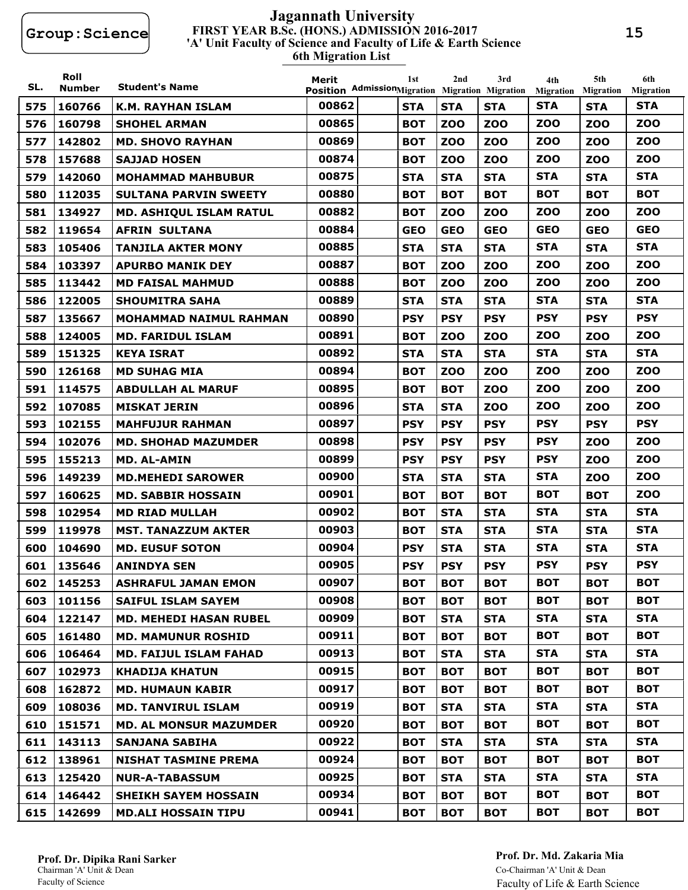Group:Science

# Jagannath University

## FIRST YEAR B.Sc. (HONS.) ADMISSION 2016-2017

### 'A' Unit Faculty of Science and Faculty of Life & Earth Science

### 6th Migration List

| SL. | Roll Number | Student's Name | Merit Position | Admission | 1st Migration | 2nd Migration | 3rd Migration | 4th Migration | 5th Migration | 6th Migration |
|---|---|---|---|---|---|---|---|---|---|---|
| 575 | 160766 | K.M. RAYHAN ISLAM | 00862 | | STA | STA | STA | STA | STA | STA |
| 576 | 160798 | SHOHEL ARMAN | 00865 | | BOT | ZOO | ZOO | ZOO | ZOO | ZOO |
| 577 | 142802 | MD. SHOVO RAYHAN | 00869 | | BOT | ZOO | ZOO | ZOO | ZOO | ZOO |
| 578 | 157688 | SAJJAD HOSEN | 00874 | | BOT | ZOO | ZOO | ZOO | ZOO | ZOO |
| 579 | 142060 | MOHAMMAD MAHBUBUR | 00875 | | STA | STA | STA | STA | STA | STA |
| 580 | 112035 | SULTANA PARVIN SWEETY | 00880 | | BOT | BOT | BOT | BOT | BOT | BOT |
| 581 | 134927 | MD. ASHIQUL ISLAM RATUL | 00882 | | BOT | ZOO | ZOO | ZOO | ZOO | ZOO |
| 582 | 119654 | AFRIN SULTANA | 00884 | | GEO | GEO | GEO | GEO | GEO | GEO |
| 583 | 105406 | TANJILA AKTER MONY | 00885 | | STA | STA | STA | STA | STA | STA |
| 584 | 103397 | APURBO MANIK DEY | 00887 | | BOT | ZOO | ZOO | ZOO | ZOO | ZOO |
| 585 | 113442 | MD FAISAL MAHMUD | 00888 | | BOT | ZOO | ZOO | ZOO | ZOO | ZOO |
| 586 | 122005 | SHOUMITRA SAHA | 00889 | | STA | STA | STA | STA | STA | STA |
| 587 | 135667 | MOHAMMAD NAIMUL RAHMAN | 00890 | | PSY | PSY | PSY | PSY | PSY | PSY |
| 588 | 124005 | MD. FARIDUL ISLAM | 00891 | | BOT | ZOO | ZOO | ZOO | ZOO | ZOO |
| 589 | 151325 | KEYA ISRAT | 00892 | | STA | STA | STA | STA | STA | STA |
| 590 | 126168 | MD SUHAG MIA | 00894 | | BOT | ZOO | ZOO | ZOO | ZOO | ZOO |
| 591 | 114575 | ABDULLAH AL MARUF | 00895 | | BOT | BOT | ZOO | ZOO | ZOO | ZOO |
| 592 | 107085 | MISKAT JERIN | 00896 | | STA | STA | ZOO | ZOO | ZOO | ZOO |
| 593 | 102155 | MAHFUJUR RAHMAN | 00897 | | PSY | PSY | PSY | PSY | PSY | PSY |
| 594 | 102076 | MD. SHOHAD MAZUMDER | 00898 | | PSY | PSY | PSY | PSY | ZOO | ZOO |
| 595 | 155213 | MD. AL-AMIN | 00899 | | PSY | PSY | PSY | PSY | ZOO | ZOO |
| 596 | 149239 | MD.MEHEDI SAROWER | 00900 | | STA | STA | STA | STA | ZOO | ZOO |
| 597 | 160625 | MD. SABBIR HOSSAIN | 00901 | | BOT | BOT | BOT | BOT | BOT | ZOO |
| 598 | 102954 | MD RIAD MULLAH | 00902 | | BOT | STA | STA | STA | STA | STA |
| 599 | 119978 | MST. TANAZZUM AKTER | 00903 | | BOT | STA | STA | STA | STA | STA |
| 600 | 104690 | MD. EUSUF SOTON | 00904 | | PSY | STA | STA | STA | STA | STA |
| 601 | 135646 | ANINDYA SEN | 00905 | | PSY | PSY | PSY | PSY | PSY | PSY |
| 602 | 145253 | ASHRAFUL JAMAN EMON | 00907 | | BOT | BOT | BOT | BOT | BOT | BOT |
| 603 | 101156 | SAIFUL ISLAM SAYEM | 00908 | | BOT | BOT | BOT | BOT | BOT | BOT |
| 604 | 122147 | MD. MEHEDI HASAN RUBEL | 00909 | | BOT | STA | STA | STA | STA | STA |
| 605 | 161480 | MD. MAMUNUR ROSHID | 00911 | | BOT | BOT | BOT | BOT | BOT | BOT |
| 606 | 106464 | MD. FAIJUL ISLAM FAHAD | 00913 | | BOT | STA | STA | STA | STA | STA |
| 607 | 102973 | KHADIJA KHATUN | 00915 | | BOT | BOT | BOT | BOT | BOT | BOT |
| 608 | 162872 | MD. HUMAUN KABIR | 00917 | | BOT | BOT | BOT | BOT | BOT | BOT |
| 609 | 108036 | MD. TANVIRUL ISLAM | 00919 | | BOT | STA | STA | STA | STA | STA |
| 610 | 151571 | MD. AL MONSUR MAZUMDER | 00920 | | BOT | BOT | BOT | BOT | BOT | BOT |
| 611 | 143113 | SANJANA SABIHA | 00922 | | BOT | STA | STA | STA | STA | STA |
| 612 | 138961 | NISHAT TASMINE PREMA | 00924 | | BOT | BOT | BOT | BOT | BOT | BOT |
| 613 | 125420 | NUR-A-TABASSUM | 00925 | | BOT | STA | STA | STA | STA | STA |
| 614 | 146442 | SHEIKH SAYEM HOSSAIN | 00934 | | BOT | BOT | BOT | BOT | BOT | BOT |
| 615 | 142699 | MD.ALI HOSSAIN TIPU | 00941 | | BOT | BOT | BOT | BOT | BOT | BOT |

**Prof. Dr. Dipika Rani Sarker**
Chairman 'A' Unit & Dean
Faculty of Science

**Prof. Dr. Md. Zakaria Mia**
Co-Chairman 'A' Unit & Dean
Faculty of Life & Earth Science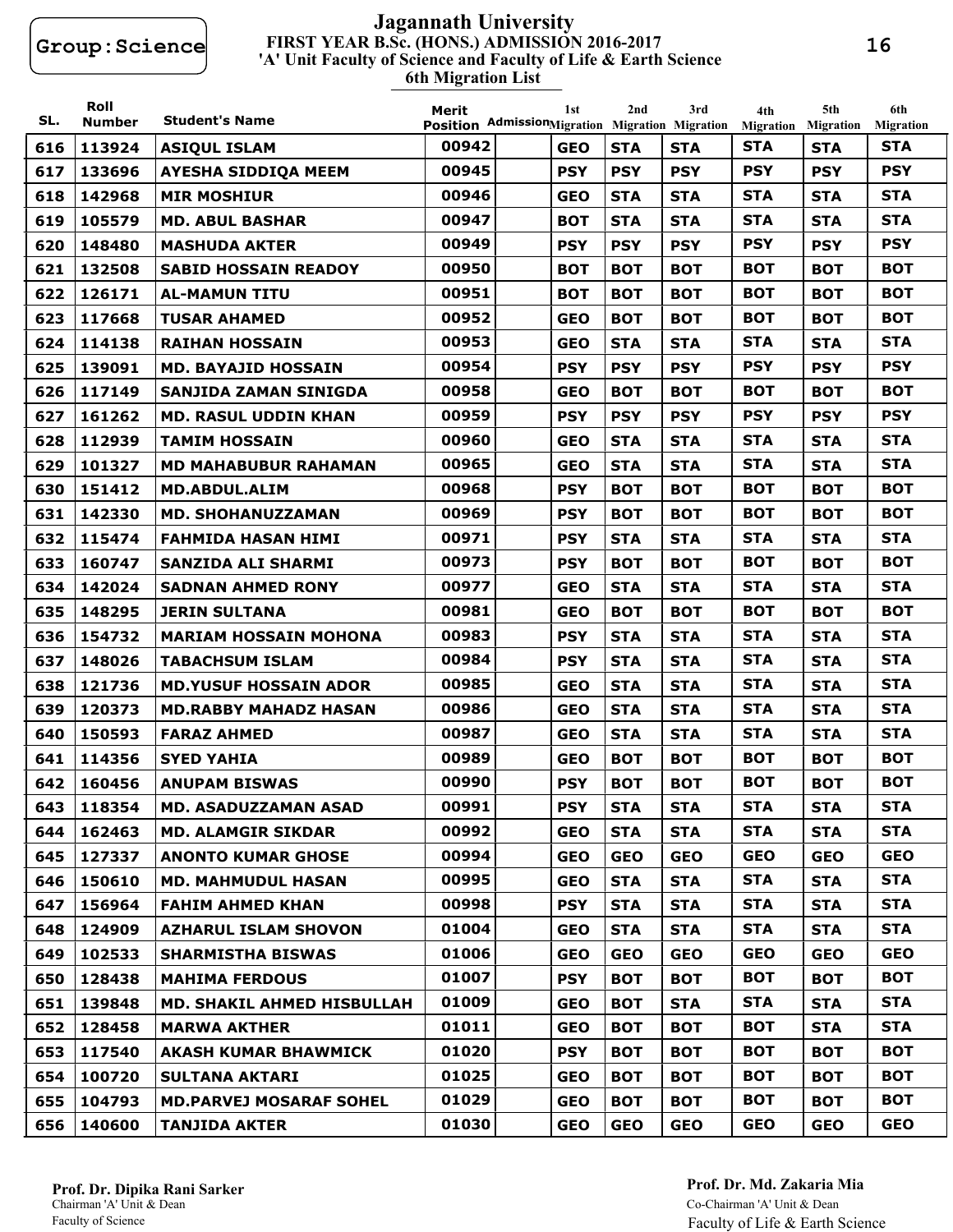Group:Science

# Jagannath University

## FIRST YEAR B.Sc. (HONS.) ADMISSION 2016-2017

### 'A' Unit Faculty of Science and Faculty of Life & Earth Science

### 6th Migration List

| SL. | Roll Number | Student's Name | Merit Position | Admission | 1st Migration | 2nd Migration | 3rd Migration | 4th Migration | 5th Migration | 6th Migration |
|---|---|---|---|---|---|---|---|---|---|---|
| 616 | 113924 | ASIQUL ISLAM | 00942 | | GEO | STA | STA | STA | STA | STA |
| 617 | 133696 | AYESHA SIDDIQA MEEM | 00945 | | PSY | PSY | PSY | PSY | PSY | PSY |
| 618 | 142968 | MIR MOSHIUR | 00946 | | GEO | STA | STA | STA | STA | STA |
| 619 | 105579 | MD. ABUL BASHAR | 00947 | | BOT | STA | STA | STA | STA | STA |
| 620 | 148480 | MASHUDA AKTER | 00949 | | PSY | PSY | PSY | PSY | PSY | PSY |
| 621 | 132508 | SABID HOSSAIN READOY | 00950 | | BOT | BOT | BOT | BOT | BOT | BOT |
| 622 | 126171 | AL-MAMUN TITU | 00951 | | BOT | BOT | BOT | BOT | BOT | BOT |
| 623 | 117668 | TUSAR AHAMED | 00952 | | GEO | BOT | BOT | BOT | BOT | BOT |
| 624 | 114138 | RAIHAN HOSSAIN | 00953 | | GEO | STA | STA | STA | STA | STA |
| 625 | 139091 | MD. BAYAJID HOSSAIN | 00954 | | PSY | PSY | PSY | PSY | PSY | PSY |
| 626 | 117149 | SANJIDA ZAMAN SINIGDA | 00958 | | GEO | BOT | BOT | BOT | BOT | BOT |
| 627 | 161262 | MD. RASUL UDDIN KHAN | 00959 | | PSY | PSY | PSY | PSY | PSY | PSY |
| 628 | 112939 | TAMIM HOSSAIN | 00960 | | GEO | STA | STA | STA | STA | STA |
| 629 | 101327 | MD MAHABUBUR RAHAMAN | 00965 | | GEO | STA | STA | STA | STA | STA |
| 630 | 151412 | MD.ABDUL.ALIM | 00968 | | PSY | BOT | BOT | BOT | BOT | BOT |
| 631 | 142330 | MD. SHOHANUZZAMAN | 00969 | | PSY | BOT | BOT | BOT | BOT | BOT |
| 632 | 115474 | FAHMIDA HASAN HIMI | 00971 | | PSY | STA | STA | STA | STA | STA |
| 633 | 160747 | SANZIDA ALI SHARMI | 00973 | | PSY | BOT | BOT | BOT | BOT | BOT |
| 634 | 142024 | SADNAN AHMED RONY | 00977 | | GEO | STA | STA | STA | STA | STA |
| 635 | 148295 | JERIN SULTANA | 00981 | | GEO | BOT | BOT | BOT | BOT | BOT |
| 636 | 154732 | MARIAM HOSSAIN MOHONA | 00983 | | PSY | STA | STA | STA | STA | STA |
| 637 | 148026 | TABACHSUM ISLAM | 00984 | | PSY | STA | STA | STA | STA | STA |
| 638 | 121736 | MD.YUSUF HOSSAIN ADOR | 00985 | | GEO | STA | STA | STA | STA | STA |
| 639 | 120373 | MD.RABBY MAHADZ HASAN | 00986 | | GEO | STA | STA | STA | STA | STA |
| 640 | 150593 | FARAZ AHMED | 00987 | | GEO | STA | STA | STA | STA | STA |
| 641 | 114356 | SYED YAHIA | 00989 | | GEO | BOT | BOT | BOT | BOT | BOT |
| 642 | 160456 | ANUPAM BISWAS | 00990 | | PSY | BOT | BOT | BOT | BOT | BOT |
| 643 | 118354 | MD. ASADUZZAMAN ASAD | 00991 | | PSY | STA | STA | STA | STA | STA |
| 644 | 162463 | MD. ALAMGIR SIKDAR | 00992 | | GEO | STA | STA | STA | STA | STA |
| 645 | 127337 | ANONTO KUMAR GHOSE | 00994 | | GEO | GEO | GEO | GEO | GEO | GEO |
| 646 | 150610 | MD. MAHMUDUL HASAN | 00995 | | GEO | STA | STA | STA | STA | STA |
| 647 | 156964 | FAHIM AHMED KHAN | 00998 | | PSY | STA | STA | STA | STA | STA |
| 648 | 124909 | AZHARUL ISLAM SHOVON | 01004 | | GEO | STA | STA | STA | STA | STA |
| 649 | 102533 | SHARMISTHA BISWAS | 01006 | | GEO | GEO | GEO | GEO | GEO | GEO |
| 650 | 128438 | MAHIMA FERDOUS | 01007 | | PSY | BOT | BOT | BOT | BOT | BOT |
| 651 | 139848 | MD. SHAKIL AHMED HISBULLAH | 01009 | | GEO | BOT | STA | STA | STA | STA |
| 652 | 128458 | MARWA AKTHER | 01011 | | GEO | BOT | BOT | BOT | STA | STA |
| 653 | 117540 | AKASH KUMAR BHAWMICK | 01020 | | PSY | BOT | BOT | BOT | BOT | BOT |
| 654 | 100720 | SULTANA AKTARI | 01025 | | GEO | BOT | BOT | BOT | BOT | BOT |
| 655 | 104793 | MD.PARVEJ MOSARAF SOHEL | 01029 | | GEO | BOT | BOT | BOT | BOT | BOT |
| 656 | 140600 | TANJIDA AKTER | 01030 | | GEO | GEO | GEO | GEO | GEO | GEO |

**Prof. Dr. Dipika Rani Sarker**
Chairman 'A' Unit & Dean
Faculty of Science

**Prof. Dr. Md. Zakaria Mia**
Co-Chairman 'A' Unit & Dean
Faculty of Life & Earth Science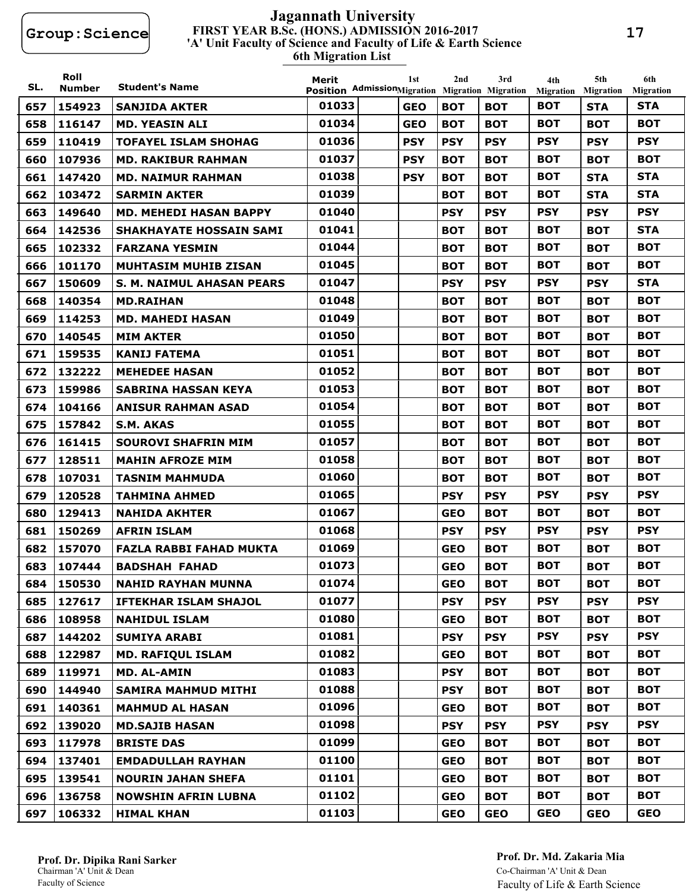Group:Science

# Jagannath University

## FIRST YEAR B.Sc. (HONS.) ADMISSION 2016-2017

### 'A' Unit Faculty of Science and Faculty of Life & Earth Science

### 6th Migration List

| SL. | Roll Number | Student's Name | Merit Position | Admission | 1st Migration | 2nd Migration | 3rd Migration | 4th Migration | 5th Migration | 6th Migration |
|---|---|---|---|---|---|---|---|---|---|---|
| 657 | 154923 | SANJIDA AKTER | 01033 | | GEO | BOT | BOT | BOT | STA | STA |
| 658 | 116147 | MD. YEASIN ALI | 01034 | | GEO | BOT | BOT | BOT | BOT | BOT |
| 659 | 110419 | TOFAYEL ISLAM SHOHAG | 01036 | | PSY | PSY | PSY | PSY | PSY | PSY |
| 660 | 107936 | MD. RAKIBUR RAHMAN | 01037 | | PSY | BOT | BOT | BOT | BOT | BOT |
| 661 | 147420 | MD. NAIMUR RAHMAN | 01038 | | PSY | BOT | BOT | BOT | STA | STA |
| 662 | 103472 | SARMIN AKTER | 01039 | | | BOT | BOT | BOT | STA | STA |
| 663 | 149640 | MD. MEHEDI HASAN BAPPY | 01040 | | | PSY | PSY | PSY | PSY | PSY |
| 664 | 142536 | SHAKHAYATE HOSSAIN SAMI | 01041 | | | BOT | BOT | BOT | BOT | STA |
| 665 | 102332 | FARZANA YESMIN | 01044 | | | BOT | BOT | BOT | BOT | BOT |
| 666 | 101170 | MUHTASIM MUHIB ZISAN | 01045 | | | BOT | BOT | BOT | BOT | BOT |
| 667 | 150609 | S. M. NAIMUL AHASAN PEARS | 01047 | | | PSY | PSY | PSY | PSY | STA |
| 668 | 140354 | MD.RAIHAN | 01048 | | | BOT | BOT | BOT | BOT | BOT |
| 669 | 114253 | MD. MAHEDI HASAN | 01049 | | | BOT | BOT | BOT | BOT | BOT |
| 670 | 140545 | MIM AKTER | 01050 | | | BOT | BOT | BOT | BOT | BOT |
| 671 | 159535 | KANIJ FATEMA | 01051 | | | BOT | BOT | BOT | BOT | BOT |
| 672 | 132222 | MEHEDEE HASAN | 01052 | | | BOT | BOT | BOT | BOT | BOT |
| 673 | 159986 | SABRINA HASSAN KEYA | 01053 | | | BOT | BOT | BOT | BOT | BOT |
| 674 | 104166 | ANISUR RAHMAN ASAD | 01054 | | | BOT | BOT | BOT | BOT | BOT |
| 675 | 157842 | S.M. AKAS | 01055 | | | BOT | BOT | BOT | BOT | BOT |
| 676 | 161415 | SOUROVI SHAFRIN MIM | 01057 | | | BOT | BOT | BOT | BOT | BOT |
| 677 | 128511 | MAHIN AFROZE MIM | 01058 | | | BOT | BOT | BOT | BOT | BOT |
| 678 | 107031 | TASNIM MAHMUDA | 01060 | | | BOT | BOT | BOT | BOT | BOT |
| 679 | 120528 | TAHMINA AHMED | 01065 | | | PSY | PSY | PSY | PSY | PSY |
| 680 | 129413 | NAHIDA AKHTER | 01067 | | | GEO | BOT | BOT | BOT | BOT |
| 681 | 150269 | AFRIN ISLAM | 01068 | | | PSY | PSY | PSY | PSY | PSY |
| 682 | 157070 | FAZLA RABBI FAHAD MUKTA | 01069 | | | GEO | BOT | BOT | BOT | BOT |
| 683 | 107444 | BADSHAH FAHAD | 01073 | | | GEO | BOT | BOT | BOT | BOT |
| 684 | 150530 | NAHID RAYHAN MUNNA | 01074 | | | GEO | BOT | BOT | BOT | BOT |
| 685 | 127617 | IFTEKHAR ISLAM SHAJOL | 01077 | | | PSY | PSY | PSY | PSY | PSY |
| 686 | 108958 | NAHIDUL ISLAM | 01080 | | | GEO | BOT | BOT | BOT | BOT |
| 687 | 144202 | SUMIYA ARABI | 01081 | | | PSY | PSY | PSY | PSY | PSY |
| 688 | 122987 | MD. RAFIQUL ISLAM | 01082 | | | GEO | BOT | BOT | BOT | BOT |
| 689 | 119971 | MD. AL-AMIN | 01083 | | | PSY | BOT | BOT | BOT | BOT |
| 690 | 144940 | SAMIRA MAHMUD MITHI | 01088 | | | PSY | BOT | BOT | BOT | BOT |
| 691 | 140361 | MAHMUD AL HASAN | 01096 | | | GEO | BOT | BOT | BOT | BOT |
| 692 | 139020 | MD.SAJIB HASAN | 01098 | | | PSY | PSY | PSY | PSY | PSY |
| 693 | 117978 | BRISTE DAS | 01099 | | | GEO | BOT | BOT | BOT | BOT |
| 694 | 137401 | EMDADULLAH RAYHAN | 01100 | | | GEO | BOT | BOT | BOT | BOT |
| 695 | 139541 | NOURIN JAHAN SHEFA | 01101 | | | GEO | BOT | BOT | BOT | BOT |
| 696 | 136758 | NOWSHIN AFRIN LUBNA | 01102 | | | GEO | BOT | BOT | BOT | BOT |
| 697 | 106332 | HIMAL KHAN | 01103 | | | GEO | GEO | GEO | GEO | GEO |

**Prof. Dr. Dipika Rani Sarker**
Chairman 'A' Unit & Dean
Faculty of Science

**Prof. Dr. Md. Zakaria Mia**
Co-Chairman 'A' Unit & Dean
Faculty of Life & Earth Science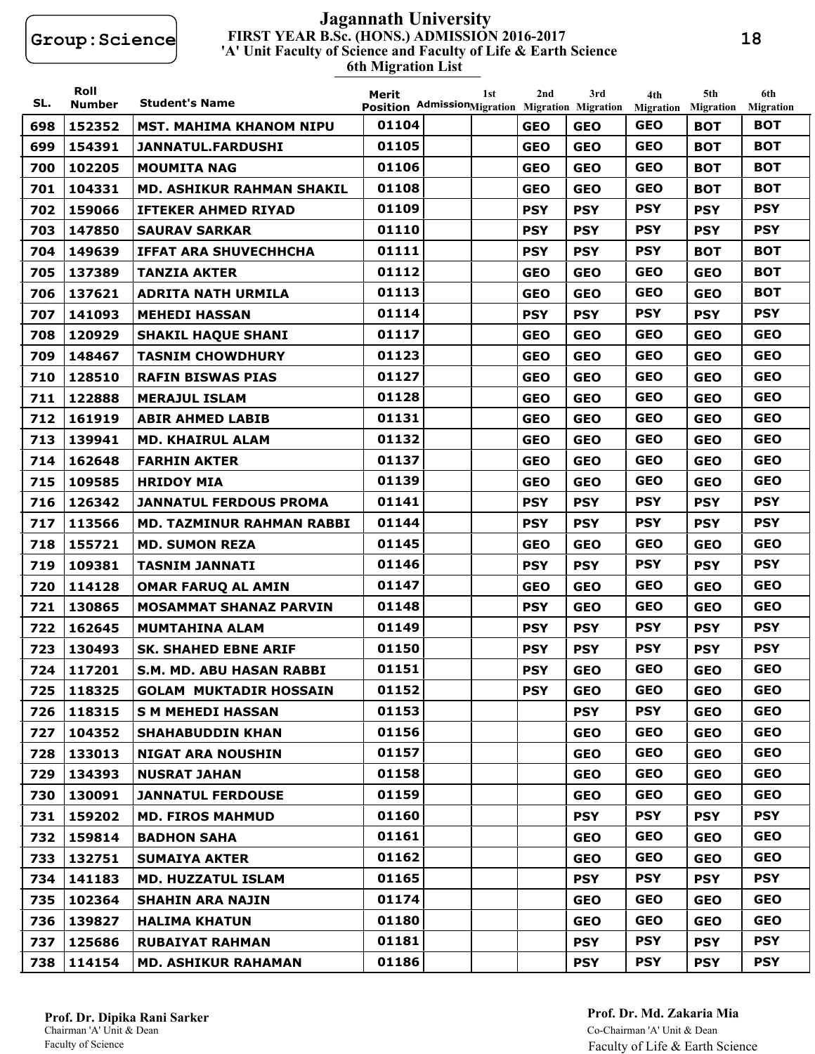**Group:Science**

# Jagannath University

## FIRST YEAR B.Sc. (HONS.) ADMISSION 2016-2017

### 'A' Unit Faculty of Science and Faculty of Life & Earth Science

### 6th Migration List

| SL. | Roll Number | Student's Name | Merit Position | Admission | 1st Migration | 2nd Migration | 3rd Migration | 4th Migration | 5th Migration | 6th Migration |
|---|---|---|---|---|---|---|---|---|---|---|
| 698 | 152352 | MST. MAHIMA KHANOM NIPU | 01104 | | | GEO | GEO | GEO | BOT | BOT |
| 699 | 154391 | JANNATUL.FARDUSHI | 01105 | | | GEO | GEO | GEO | BOT | BOT |
| 700 | 102205 | MOUMITA NAG | 01106 | | | GEO | GEO | GEO | BOT | BOT |
| 701 | 104331 | MD. ASHIKUR RAHMAN SHAKIL | 01108 | | | GEO | GEO | GEO | BOT | BOT |
| 702 | 159066 | IFTEKER AHMED RIYAD | 01109 | | | PSY | PSY | PSY | PSY | PSY |
| 703 | 147850 | SAURAV SARKAR | 01110 | | | PSY | PSY | PSY | PSY | PSY |
| 704 | 149639 | IFFAT ARA SHUVECHHCHA | 01111 | | | PSY | PSY | PSY | BOT | BOT |
| 705 | 137389 | TANZIA AKTER | 01112 | | | GEO | GEO | GEO | GEO | BOT |
| 706 | 137621 | ADRITA NATH URMILA | 01113 | | | GEO | GEO | GEO | GEO | BOT |
| 707 | 141093 | MEHEDI HASSAN | 01114 | | | PSY | PSY | PSY | PSY | PSY |
| 708 | 120929 | SHAKIL HAQUE SHANI | 01117 | | | GEO | GEO | GEO | GEO | GEO |
| 709 | 148467 | TASNIM CHOWDHURY | 01123 | | | GEO | GEO | GEO | GEO | GEO |
| 710 | 128510 | RAFIN BISWAS PIAS | 01127 | | | GEO | GEO | GEO | GEO | GEO |
| 711 | 122888 | MERAJUL ISLAM | 01128 | | | GEO | GEO | GEO | GEO | GEO |
| 712 | 161919 | ABIR AHMED LABIB | 01131 | | | GEO | GEO | GEO | GEO | GEO |
| 713 | 139941 | MD. KHAIRUL ALAM | 01132 | | | GEO | GEO | GEO | GEO | GEO |
| 714 | 162648 | FARHIN AKTER | 01137 | | | GEO | GEO | GEO | GEO | GEO |
| 715 | 109585 | HRIDOY MIA | 01139 | | | GEO | GEO | GEO | GEO | GEO |
| 716 | 126342 | JANNATUL FERDOUS PROMA | 01141 | | | PSY | PSY | PSY | PSY | PSY |
| 717 | 113566 | MD. TAZMINUR RAHMAN RABBI | 01144 | | | PSY | PSY | PSY | PSY | PSY |
| 718 | 155721 | MD. SUMON REZA | 01145 | | | GEO | GEO | GEO | GEO | GEO |
| 719 | 109381 | TASNIM JANNATI | 01146 | | | PSY | PSY | PSY | PSY | PSY |
| 720 | 114128 | OMAR FARUQ AL AMIN | 01147 | | | GEO | GEO | GEO | GEO | GEO |
| 721 | 130865 | MOSAMMAT SHANAZ PARVIN | 01148 | | | PSY | GEO | GEO | GEO | GEO |
| 722 | 162645 | MUMTAHINA ALAM | 01149 | | | PSY | PSY | PSY | PSY | PSY |
| 723 | 130493 | SK. SHAHED EBNE ARIF | 01150 | | | PSY | PSY | PSY | PSY | PSY |
| 724 | 117201 | S.M. MD. ABU HASAN RABBI | 01151 | | | PSY | GEO | GEO | GEO | GEO |
| 725 | 118325 | GOLAM MUKTADIR HOSSAIN | 01152 | | | PSY | GEO | GEO | GEO | GEO |
| 726 | 118315 | S M MEHEDI HASSAN | 01153 | | | | PSY | PSY | GEO | GEO |
| 727 | 104352 | SHAHABUDDIN KHAN | 01156 | | | | GEO | GEO | GEO | GEO |
| 728 | 133013 | NIGAT ARA NOUSHIN | 01157 | | | | GEO | GEO | GEO | GEO |
| 729 | 134393 | NUSRAT JAHAN | 01158 | | | | GEO | GEO | GEO | GEO |
| 730 | 130091 | JANNATUL FERDOUSE | 01159 | | | | GEO | GEO | GEO | GEO |
| 731 | 159202 | MD. FIROS MAHMUD | 01160 | | | | PSY | PSY | PSY | PSY |
| 732 | 159814 | BADHON SAHA | 01161 | | | | GEO | GEO | GEO | GEO |
| 733 | 132751 | SUMAIYA AKTER | 01162 | | | | GEO | GEO | GEO | GEO |
| 734 | 141183 | MD. HUZZATUL ISLAM | 01165 | | | | PSY | PSY | PSY | PSY |
| 735 | 102364 | SHAHIN ARA NAJIN | 01174 | | | | GEO | GEO | GEO | GEO |
| 736 | 139827 | HALIMA KHATUN | 01180 | | | | GEO | GEO | GEO | GEO |
| 737 | 125686 | RUBAIYAT RAHMAN | 01181 | | | | PSY | PSY | PSY | PSY |
| 738 | 114154 | MD. ASHIKUR RAHAMAN | 01186 | | | | PSY | PSY | PSY | PSY |

**Prof. Dr. Dipika Rani Sarker**
Chairman 'A' Unit & Dean
Faculty of Science

**Prof. Dr. Md. Zakaria Mia**
Co-Chairman 'A' Unit & Dean
Faculty of Life & Earth Science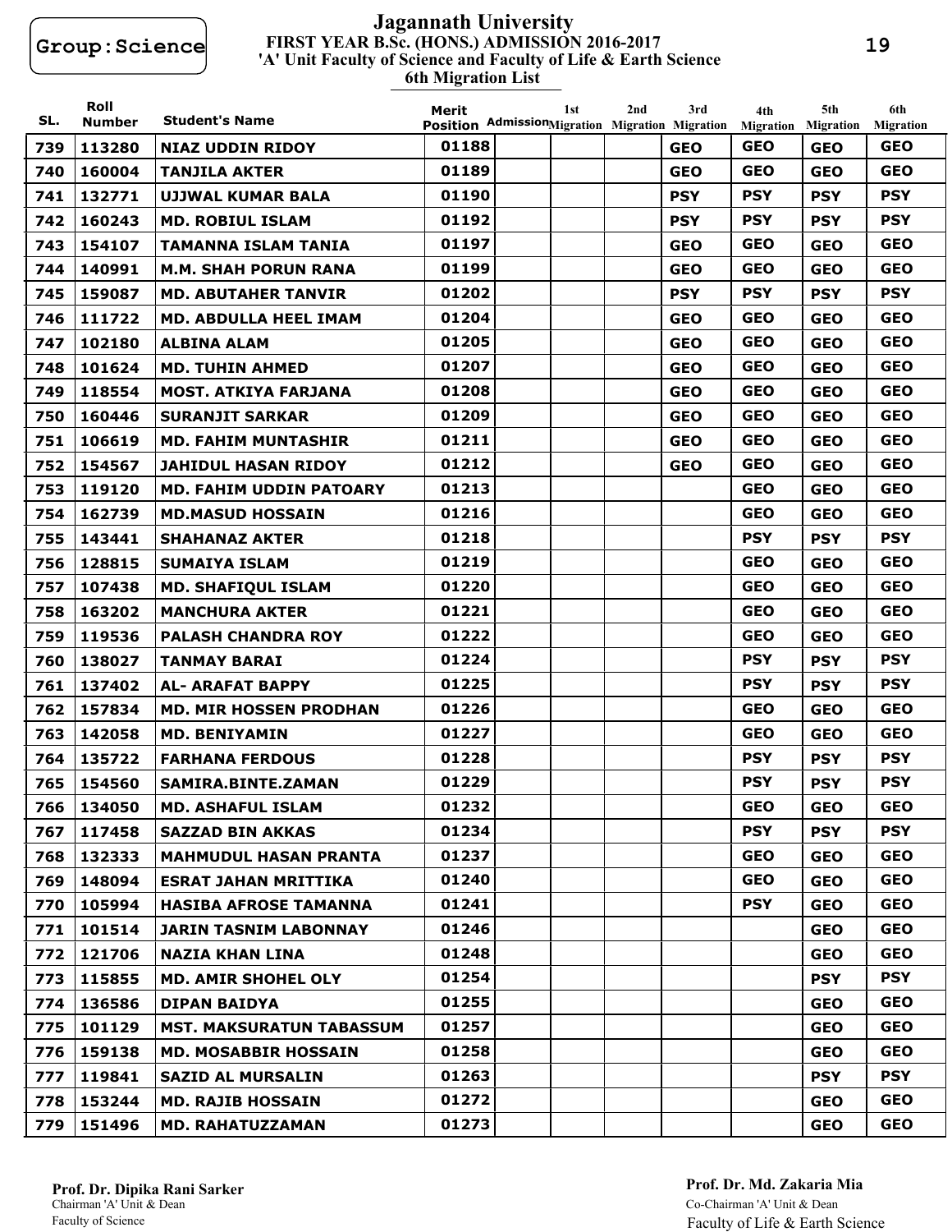Group:Science

# Jagannath University

## FIRST YEAR B.Sc. (HONS.) ADMISSION 2016-2017

### 'A' Unit Faculty of Science and Faculty of Life & Earth Science

### 6th Migration List

| SL. | Roll Number | Student's Name | Merit Position | Admission | 1st Migration | 2nd Migration | 3rd Migration | 4th Migration | 5th Migration | 6th Migration |
|---|---|---|---|---|---|---|---|---|---|---|
| 739 | 113280 | NIAZ UDDIN RIDOY | 01188 | | | | GEO | GEO | GEO | GEO |
| 740 | 160004 | TANJILA AKTER | 01189 | | | | GEO | GEO | GEO | GEO |
| 741 | 132771 | UJJWAL KUMAR BALA | 01190 | | | | PSY | PSY | PSY | PSY |
| 742 | 160243 | MD. ROBIUL ISLAM | 01192 | | | | PSY | PSY | PSY | PSY |
| 743 | 154107 | TAMANNA ISLAM TANIA | 01197 | | | | GEO | GEO | GEO | GEO |
| 744 | 140991 | M.M. SHAH PORUN RANA | 01199 | | | | GEO | GEO | GEO | GEO |
| 745 | 159087 | MD. ABUTAHER TANVIR | 01202 | | | | PSY | PSY | PSY | PSY |
| 746 | 111722 | MD. ABDULLA HEEL IMAM | 01204 | | | | GEO | GEO | GEO | GEO |
| 747 | 102180 | ALBINA ALAM | 01205 | | | | GEO | GEO | GEO | GEO |
| 748 | 101624 | MD. TUHIN AHMED | 01207 | | | | GEO | GEO | GEO | GEO |
| 749 | 118554 | MOST. ATKIYA FARJANA | 01208 | | | | GEO | GEO | GEO | GEO |
| 750 | 160446 | SURANJIT SARKAR | 01209 | | | | GEO | GEO | GEO | GEO |
| 751 | 106619 | MD. FAHIM MUNTASHIR | 01211 | | | | GEO | GEO | GEO | GEO |
| 752 | 154567 | JAHIDUL HASAN RIDOY | 01212 | | | | GEO | GEO | GEO | GEO |
| 753 | 119120 | MD. FAHIM UDDIN PATOARY | 01213 | | | | | GEO | GEO | GEO |
| 754 | 162739 | MD.MASUD HOSSAIN | 01216 | | | | | GEO | GEO | GEO |
| 755 | 143441 | SHAHANAZ AKTER | 01218 | | | | | PSY | PSY | PSY |
| 756 | 128815 | SUMAIYA ISLAM | 01219 | | | | | GEO | GEO | GEO |
| 757 | 107438 | MD. SHAFIQUL ISLAM | 01220 | | | | | GEO | GEO | GEO |
| 758 | 163202 | MANCHURA AKTER | 01221 | | | | | GEO | GEO | GEO |
| 759 | 119536 | PALASH CHANDRA ROY | 01222 | | | | | GEO | GEO | GEO |
| 760 | 138027 | TANMAY BARAI | 01224 | | | | | PSY | PSY | PSY |
| 761 | 137402 | AL- ARAFAT BAPPY | 01225 | | | | | PSY | PSY | PSY |
| 762 | 157834 | MD. MIR HOSSEN PRODHAN | 01226 | | | | | GEO | GEO | GEO |
| 763 | 142058 | MD. BENIYAMIN | 01227 | | | | | GEO | GEO | GEO |
| 764 | 135722 | FARHANA FERDOUS | 01228 | | | | | PSY | PSY | PSY |
| 765 | 154560 | SAMIRA.BINTE.ZAMAN | 01229 | | | | | PSY | PSY | PSY |
| 766 | 134050 | MD. ASHAFUL ISLAM | 01232 | | | | | GEO | GEO | GEO |
| 767 | 117458 | SAZZAD BIN AKKAS | 01234 | | | | | PSY | PSY | PSY |
| 768 | 132333 | MAHMUDUL HASAN PRANTA | 01237 | | | | | GEO | GEO | GEO |
| 769 | 148094 | ESRAT JAHAN MRITTIKA | 01240 | | | | | GEO | GEO | GEO |
| 770 | 105994 | HASIBA AFROSE TAMANNA | 01241 | | | | | PSY | GEO | GEO |
| 771 | 101514 | JARIN TASNIM LABONNAY | 01246 | | | | | | GEO | GEO |
| 772 | 121706 | NAZIA KHAN LINA | 01248 | | | | | | GEO | GEO |
| 773 | 115855 | MD. AMIR SHOHEL OLY | 01254 | | | | | | PSY | PSY |
| 774 | 136586 | DIPAN BAIDYA | 01255 | | | | | | GEO | GEO |
| 775 | 101129 | MST. MAKSURATUN TABASSUM | 01257 | | | | | | GEO | GEO |
| 776 | 159138 | MD. MOSABBIR HOSSAIN | 01258 | | | | | | GEO | GEO |
| 777 | 119841 | SAZID AL MURSALIN | 01263 | | | | | | PSY | PSY |
| 778 | 153244 | MD. RAJIB HOSSAIN | 01272 | | | | | | GEO | GEO |
| 779 | 151496 | MD. RAHATUZZAMAN | 01273 | | | | | | GEO | GEO |

**Prof. Dr. Dipika Rani Sarker**
Chairman 'A' Unit & Dean
Faculty of Science

**Prof. Dr. Md. Zakaria Mia**
Co-Chairman 'A' Unit & Dean
Faculty of Life & Earth Science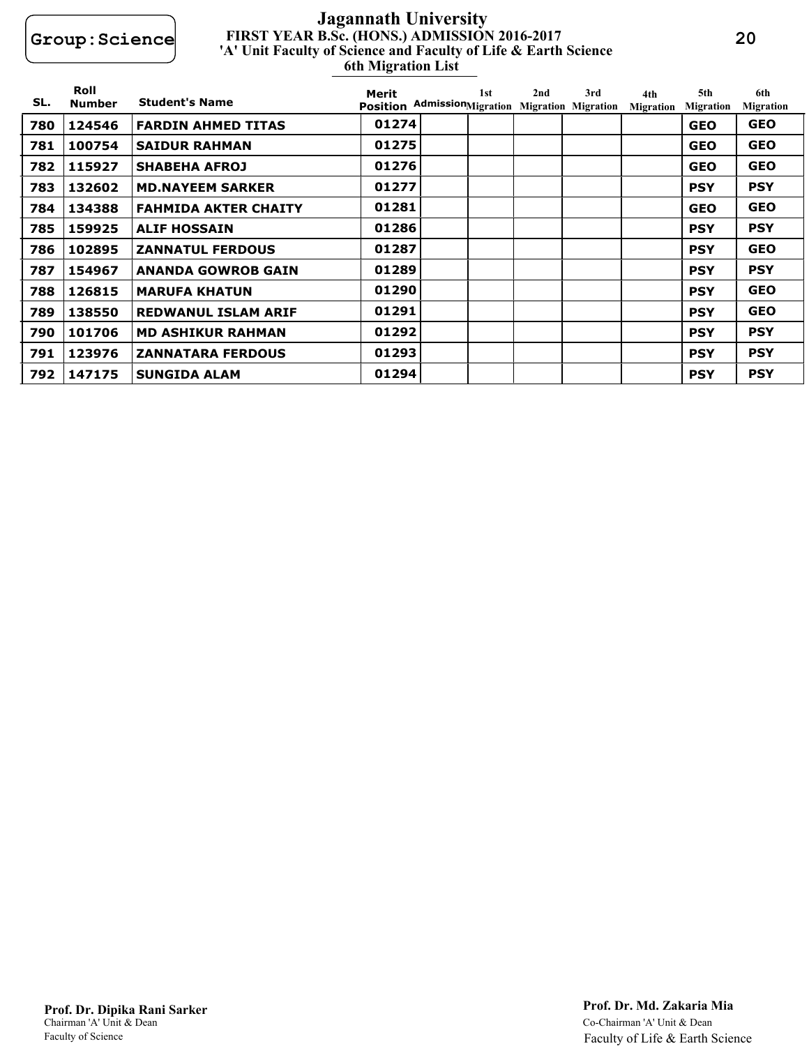Group:Science

# Jagannath University

## FIRST YEAR B.Sc. (HONS.) ADMISSION 2016-2017

### 'A' Unit Faculty of Science and Faculty of Life & Earth Science

### 6th Migration List

| SL. | Roll Number | Student's Name | Merit Position | Admission | 1st Migration | 2nd Migration | 3rd Migration | 4th Migration | 5th Migration | 6th Migration |
|---|---|---|---|---|---|---|---|---|---|---|
| 780 | 124546 | FARDIN AHMED TITAS | 01274 | | | | | | GEO | GEO |
| 781 | 100754 | SAIDUR RAHMAN | 01275 | | | | | | GEO | GEO |
| 782 | 115927 | SHABEHA AFROJ | 01276 | | | | | | GEO | GEO |
| 783 | 132602 | MD.NAYEEM SARKER | 01277 | | | | | | PSY | PSY |
| 784 | 134388 | FAHMIDA AKTER CHAITY | 01281 | | | | | | GEO | GEO |
| 785 | 159925 | ALIF HOSSAIN | 01286 | | | | | | PSY | PSY |
| 786 | 102895 | ZANNATUL FERDOUS | 01287 | | | | | | PSY | GEO |
| 787 | 154967 | ANANDA GOWROB GAIN | 01289 | | | | | | PSY | PSY |
| 788 | 126815 | MARUFA KHATUN | 01290 | | | | | | PSY | GEO |
| 789 | 138550 | REDWANUL ISLAM ARIF | 01291 | | | | | | PSY | GEO |
| 790 | 101706 | MD ASHIKUR RAHMAN | 01292 | | | | | | PSY | PSY |
| 791 | 123976 | ZANNATARA FERDOUS | 01293 | | | | | | PSY | PSY |
| 792 | 147175 | SUNGIDA ALAM | 01294 | | | | | | PSY | PSY |

**Prof. Dr. Dipika Rani Sarker**
Chairman 'A' Unit & Dean
Faculty of Science

**Prof. Dr. Md. Zakaria Mia**
Co-Chairman 'A' Unit & Dean
Faculty of Life & Earth Science